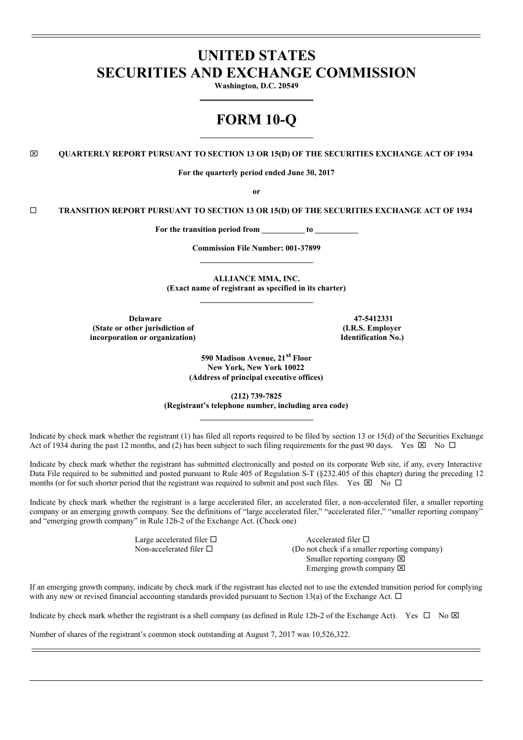# UNITED STATES
# SECURITIES AND EXCHANGE COMMISSION

**Washington, D.C. 20549**

# FORM 10-Q

☒ **QUARTERLY REPORT PURSUANT TO SECTION 13 OR 15(D) OF THE SECURITIES EXCHANGE ACT OF 1934**

**For the quarterly period ended June 30, 2017**

**or**

☐ **TRANSITION REPORT PURSUANT TO SECTION 13 OR 15(D) OF THE SECURITIES EXCHANGE ACT OF 1934**

**For the transition period from \_\_\_\_\_\_\_\_\_\_ to \_\_\_\_\_\_\_\_\_\_**

**Commission File Number: 001-37899**

**ALLIANCE MMA, INC.**
**(Exact name of registrant as specified in its charter)**

| **Delaware** | **47-5412331** |
|---|---|
| **(State or other jurisdiction of incorporation or organization)** | **(I.R.S. Employer Identification No.)** |

**590 Madison Avenue, 21st Floor**
**New York, New York 10022**
**(Address of principal executive offices)**

**(212) 739-7825**
**(Registrant's telephone number, including area code)**

Indicate by check mark whether the registrant (1) has filed all reports required to be filed by section 13 or 15(d) of the Securities Exchange Act of 1934 during the past 12 months, and (2) has been subject to such filing requirements for the past 90 days. Yes ☒ No ☐

Indicate by check mark whether the registrant has submitted electronically and posted on its corporate Web site, if any, every Interactive Data File required to be submitted and posted pursuant to Rule 405 of Regulation S-T (§232.405 of this chapter) during the preceding 12 months (or for such shorter period that the registrant was required to submit and post such files. Yes ☒ No ☐

Indicate by check mark whether the registrant is a large accelerated filer, an accelerated filer, a non-accelerated filer, a smaller reporting company or an emerging growth company. See the definitions of "large accelerated filer," "accelerated filer," "smaller reporting company" and "emerging growth company" in Rule 12b-2 of the Exchange Act. (Check one)

| | |
|---|---|
| Large accelerated filer ☐ | Accelerated filer ☐ |
| Non-accelerated filer ☐ | (Do not check if a smaller reporting company) |
| | Smaller reporting company ☒ |
| | Emerging growth company ☒ |

If an emerging growth company, indicate by check mark if the registrant has elected not to use the extended transition period for complying with any new or revised financial accounting standards provided pursuant to Section 13(a) of the Exchange Act. ☐

Indicate by check mark whether the registrant is a shell company (as defined in Rule 12b-2 of the Exchange Act). Yes ☐ No ☒

Number of shares of the registrant's common stock outstanding at August 7, 2017 was 10,526,322.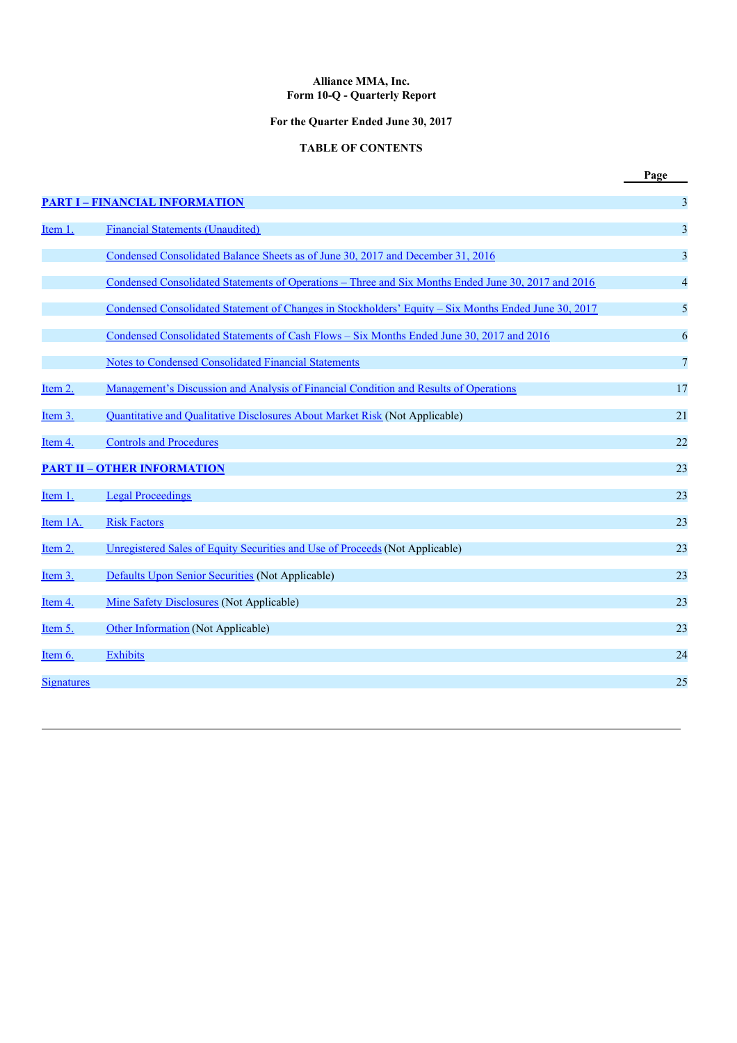**Alliance MMA, Inc.**
**Form 10-Q - Quarterly Report**

**For the Quarter Ended June 30, 2017**

**TABLE OF CONTENTS**

| | | Page |
|---|---|---|
| **PART I – FINANCIAL INFORMATION** | | 3 |
| Item 1. | Financial Statements (Unaudited) | 3 |
| | Condensed Consolidated Balance Sheets as of June 30, 2017 and December 31, 2016 | 3 |
| | Condensed Consolidated Statements of Operations – Three and Six Months Ended June 30, 2017 and 2016 | 4 |
| | Condensed Consolidated Statement of Changes in Stockholders' Equity – Six Months Ended June 30, 2017 | 5 |
| | Condensed Consolidated Statements of Cash Flows – Six Months Ended June 30, 2017 and 2016 | 6 |
| | Notes to Condensed Consolidated Financial Statements | 7 |
| Item 2. | Management's Discussion and Analysis of Financial Condition and Results of Operations | 17 |
| Item 3. | Quantitative and Qualitative Disclosures About Market Risk (Not Applicable) | 21 |
| Item 4. | Controls and Procedures | 22 |
| **PART II – OTHER INFORMATION** | | 23 |
| Item 1. | Legal Proceedings | 23 |
| Item 1A. | Risk Factors | 23 |
| Item 2. | Unregistered Sales of Equity Securities and Use of Proceeds (Not Applicable) | 23 |
| Item 3. | Defaults Upon Senior Securities (Not Applicable) | 23 |
| Item 4. | Mine Safety Disclosures (Not Applicable) | 23 |
| Item 5. | Other Information (Not Applicable) | 23 |
| Item 6. | Exhibits | 24 |
| Signatures | | 25 |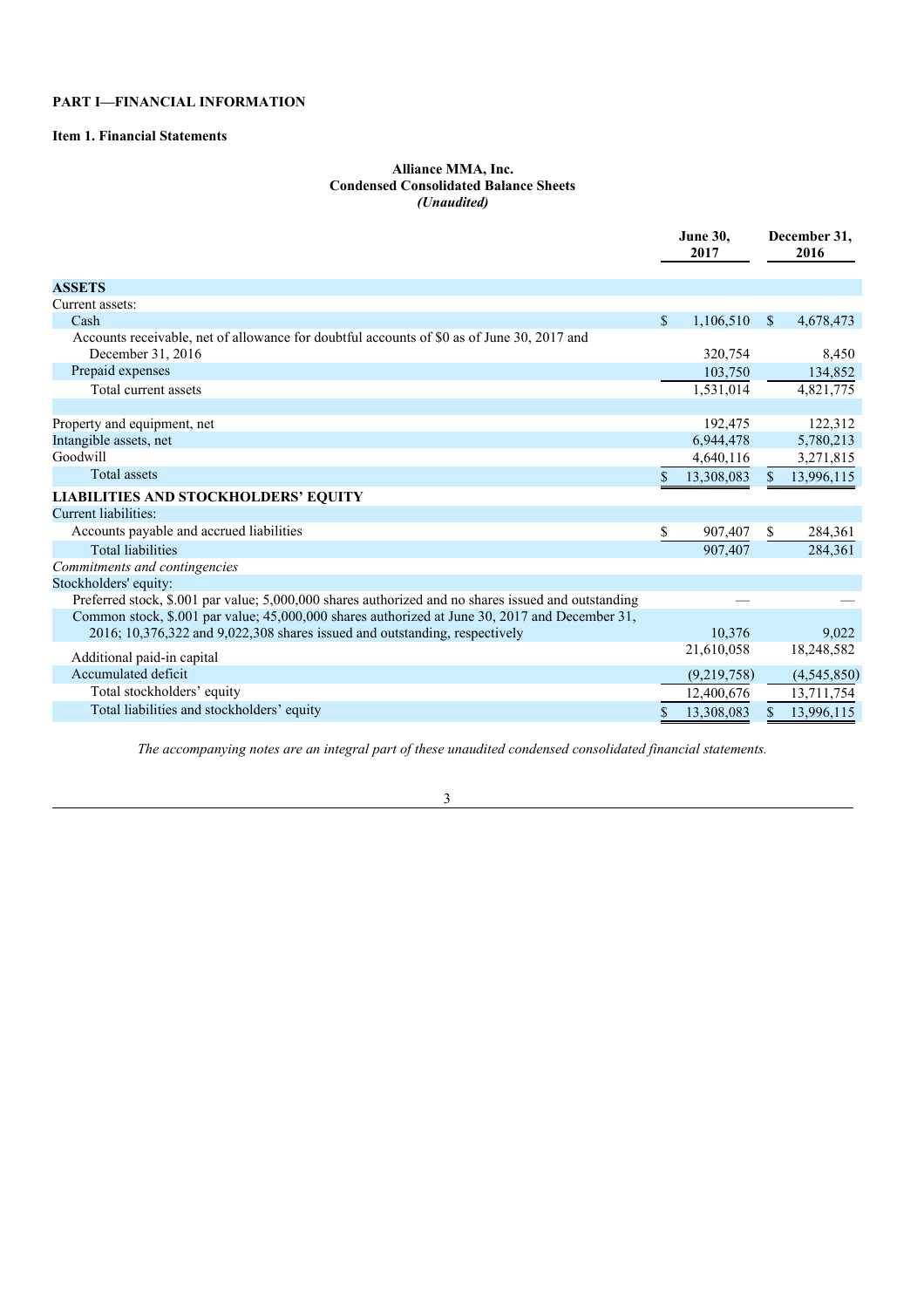# PART I—FINANCIAL INFORMATION

## Item 1. Financial Statements

**Alliance MMA, Inc.**
**Condensed Consolidated Balance Sheets**
***(Unaudited)***

| | June 30, 2017 | December 31, 2016 |
|---|---|---|
| **ASSETS** | | |
| Current assets: | | |
| Cash | $ 1,106,510 | $ 4,678,473 |
| Accounts receivable, net of allowance for doubtful accounts of $0 as of June 30, 2017 and December 31, 2016 | 320,754 | 8,450 |
| Prepaid expenses | 103,750 | 134,852 |
| Total current assets | 1,531,014 | 4,821,775 |
| | | |
| Property and equipment, net | 192,475 | 122,312 |
| Intangible assets, net | 6,944,478 | 5,780,213 |
| Goodwill | 4,640,116 | 3,271,815 |
| Total assets | $ 13,308,083 | $ 13,996,115 |
| **LIABILITIES AND STOCKHOLDERS' EQUITY** | | |
| Current liabilities: | | |
| Accounts payable and accrued liabilities | $ 907,407 | $ 284,361 |
| Total liabilities | 907,407 | 284,361 |
| *Commitments and contingencies* | | |
| Stockholders' equity: | | |
| Preferred stock, $.001 par value; 5,000,000 shares authorized and no shares issued and outstanding | — | — |
| Common stock, $.001 par value; 45,000,000 shares authorized at June 30, 2017 and December 31, 2016; 10,376,322 and 9,022,308 shares issued and outstanding, respectively | 10,376 | 9,022 |
| Additional paid-in capital | 21,610,058 | 18,248,582 |
| Accumulated deficit | (9,219,758) | (4,545,850) |
| Total stockholders' equity | 12,400,676 | 13,711,754 |
| Total liabilities and stockholders' equity | $ 13,308,083 | $ 13,996,115 |

*The accompanying notes are an integral part of these unaudited condensed consolidated financial statements.*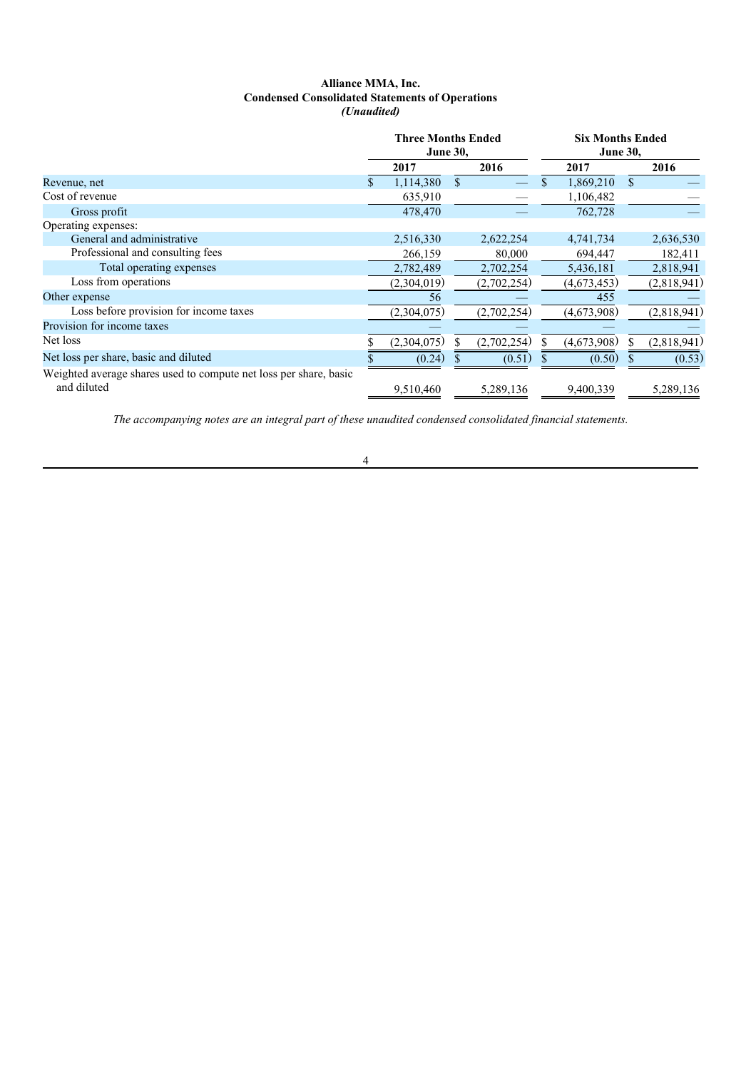**Alliance MMA, Inc.**
**Condensed Consolidated Statements of Operations**
***(Unaudited)***

| | Three Months Ended June 30, | | Six Months Ended June 30, | |
|---|---|---|---|---|
| | 2017 | 2016 | 2017 | 2016 |
| Revenue, net | $ 1,114,380 | $ — | $ 1,869,210 | $ — |
| Cost of revenue | 635,910 | — | 1,106,482 | — |
| Gross profit | 478,470 | — | 762,728 | — |
| Operating expenses: | | | | |
| General and administrative | 2,516,330 | 2,622,254 | 4,741,734 | 2,636,530 |
| Professional and consulting fees | 266,159 | 80,000 | 694,447 | 182,411 |
| Total operating expenses | 2,782,489 | 2,702,254 | 5,436,181 | 2,818,941 |
| Loss from operations | (2,304,019) | (2,702,254) | (4,673,453) | (2,818,941) |
| Other expense | 56 | — | 455 | — |
| Loss before provision for income taxes | (2,304,075) | (2,702,254) | (4,673,908) | (2,818,941) |
| Provision for income taxes | — | — | — | — |
| Net loss | $ (2,304,075) | $ (2,702,254) | $ (4,673,908) | $ (2,818,941) |
| Net loss per share, basic and diluted | $ (0.24) | $ (0.51) | $ (0.50) | $ (0.53) |
| Weighted average shares used to compute net loss per share, basic and diluted | 9,510,460 | 5,289,136 | 9,400,339 | 5,289,136 |

*The accompanying notes are an integral part of these unaudited condensed consolidated financial statements.*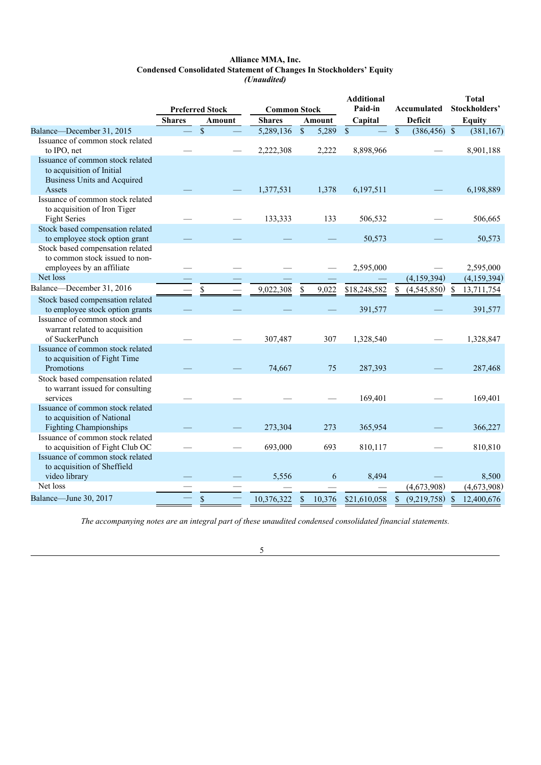**Alliance MMA, Inc.**
**Condensed Consolidated Statement of Changes In Stockholders' Equity**
***(Unaudited)***

| | Preferred Stock | | Common Stock | | Additional Paid-in Capital | Accumulated Deficit | Total Stockholders' Equity |
|---|---|---|---|---|---|---|---|
| | Shares | Amount | Shares | Amount | | | |
| Balance—December 31, 2015 | — | $ — | 5,289,136 | $ 5,289 | $ — | $ (386,456) | $ (381,167) |
| Issuance of common stock related to IPO, net | — | — | 2,222,308 | 2,222 | 8,898,966 | — | 8,901,188 |
| Issuance of common stock related to acquisition of Initial Business Units and Acquired Assets | — | — | 1,377,531 | 1,378 | 6,197,511 | — | 6,198,889 |
| Issuance of common stock related to acquisition of Iron Tiger Fight Series | — | — | 133,333 | 133 | 506,532 | — | 506,665 |
| Stock based compensation related to employee stock option grant | — | — | — | — | 50,573 | — | 50,573 |
| Stock based compensation related to common stock issued to non-employees by an affiliate | — | — | — | — | 2,595,000 | — | 2,595,000 |
| Net loss | — | — | — | — | — | (4,159,394) | (4,159,394) |
| Balance—December 31, 2016 | — | $ — | 9,022,308 | $ 9,022 | $18,248,582 | $ (4,545,850) | $ 13,711,754 |
| Stock based compensation related to employee stock option grants | — | — | — | — | 391,577 | — | 391,577 |
| Issuance of common stock and warrant related to acquisition of SuckerPunch | — | — | 307,487 | 307 | 1,328,540 | — | 1,328,847 |
| Issuance of common stock related to acquisition of Fight Time Promotions | — | — | 74,667 | 75 | 287,393 | — | 287,468 |
| Stock based compensation related to warrant issued for consulting services | — | — | — | — | 169,401 | — | 169,401 |
| Issuance of common stock related to acquisition of National Fighting Championships | — | — | 273,304 | 273 | 365,954 | — | 366,227 |
| Issuance of common stock related to acquisition of Fight Club OC | — | — | 693,000 | 693 | 810,117 | — | 810,810 |
| Issuance of common stock related to acquisition of Sheffield video library | — | — | 5,556 | 6 | 8,494 | — | 8,500 |
| Net loss | — | — | — | — | — | (4,673,908) | (4,673,908) |
| Balance—June 30, 2017 | — | $ — | 10,376,322 | $ 10,376 | $21,610,058 | $ (9,219,758) | $ 12,400,676 |

*The accompanying notes are an integral part of these unaudited condensed consolidated financial statements.*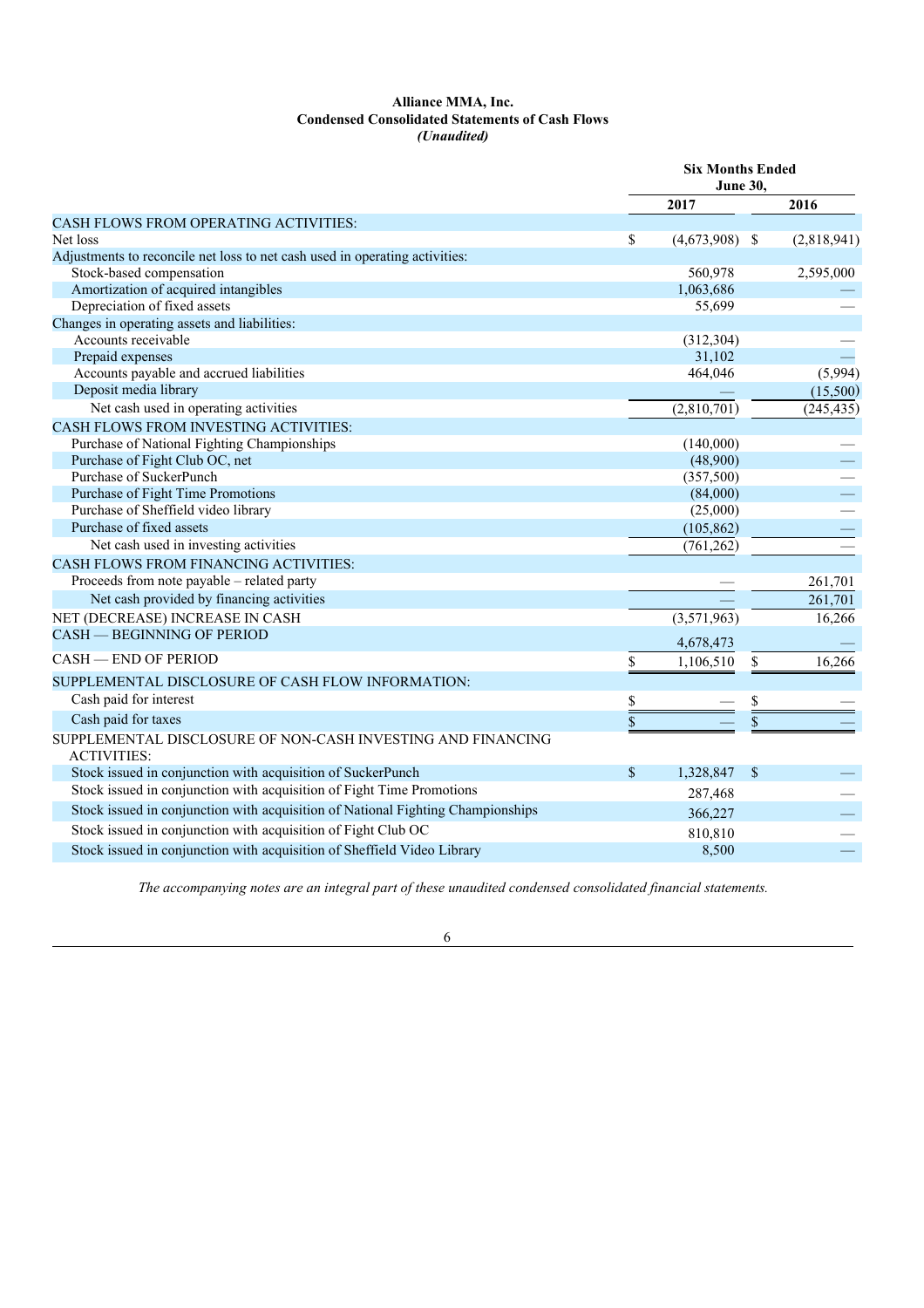**Alliance MMA, Inc.**
**Condensed Consolidated Statements of Cash Flows**
***(Unaudited)***

| | Six Months Ended June 30, | |
|---|---|---|
| | 2017 | 2016 |
| CASH FLOWS FROM OPERATING ACTIVITIES: | | |
| Net loss | $ (4,673,908) | $ (2,818,941) |
| Adjustments to reconcile net loss to net cash used in operating activities: | | |
| Stock-based compensation | 560,978 | 2,595,000 |
| Amortization of acquired intangibles | 1,063,686 | — |
| Depreciation of fixed assets | 55,699 | — |
| Changes in operating assets and liabilities: | | |
| Accounts receivable | (312,304) | — |
| Prepaid expenses | 31,102 | — |
| Accounts payable and accrued liabilities | 464,046 | (5,994) |
| Deposit media library | — | (15,500) |
| Net cash used in operating activities | (2,810,701) | (245,435) |
| CASH FLOWS FROM INVESTING ACTIVITIES: | | |
| Purchase of National Fighting Championships | (140,000) | — |
| Purchase of Fight Club OC, net | (48,900) | — |
| Purchase of SuckerPunch | (357,500) | — |
| Purchase of Fight Time Promotions | (84,000) | — |
| Purchase of Sheffield video library | (25,000) | — |
| Purchase of fixed assets | (105,862) | — |
| Net cash used in investing activities | (761,262) | — |
| CASH FLOWS FROM FINANCING ACTIVITIES: | | |
| Proceeds from note payable – related party | — | 261,701 |
| Net cash provided by financing activities | — | 261,701 |
| NET (DECREASE) INCREASE IN CASH | (3,571,963) | 16,266 |
| CASH — BEGINNING OF PERIOD | 4,678,473 | — |
| CASH — END OF PERIOD | $ 1,106,510 | $ 16,266 |
| SUPPLEMENTAL DISCLOSURE OF CASH FLOW INFORMATION: | | |
| Cash paid for interest | $ — | $ — |
| Cash paid for taxes | $ — | $ — |
| SUPPLEMENTAL DISCLOSURE OF NON-CASH INVESTING AND FINANCING ACTIVITIES: | | |
| Stock issued in conjunction with acquisition of SuckerPunch | $ 1,328,847 | $ — |
| Stock issued in conjunction with acquisition of Fight Time Promotions | 287,468 | — |
| Stock issued in conjunction with acquisition of National Fighting Championships | 366,227 | — |
| Stock issued in conjunction with acquisition of Fight Club OC | 810,810 | — |
| Stock issued in conjunction with acquisition of Sheffield Video Library | 8,500 | — |

*The accompanying notes are an integral part of these unaudited condensed consolidated financial statements.*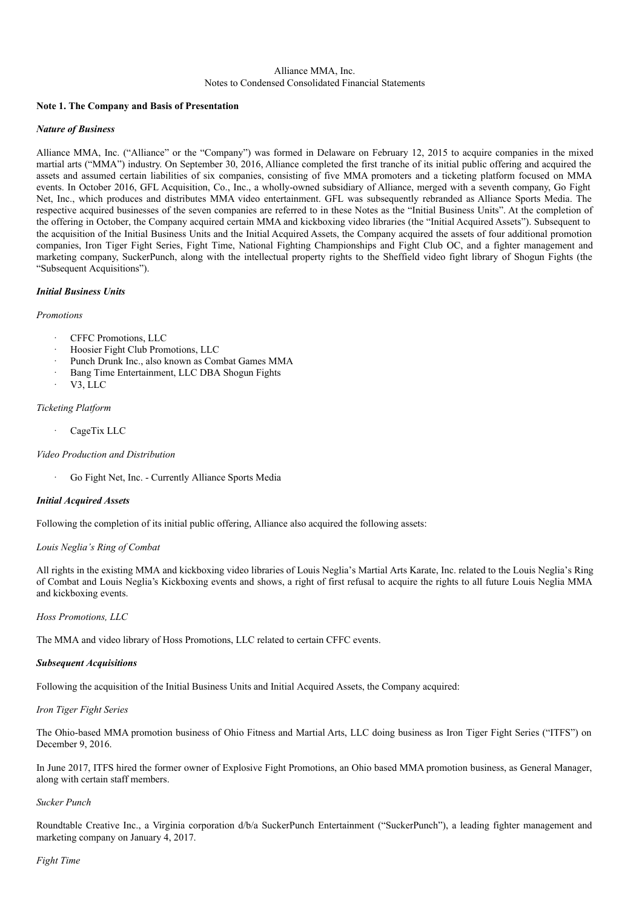Alliance MMA, Inc.
Notes to Condensed Consolidated Financial Statements

**Note 1. The Company and Basis of Presentation**

***Nature of Business***

Alliance MMA, Inc. ("Alliance" or the "Company") was formed in Delaware on February 12, 2015 to acquire companies in the mixed martial arts ("MMA") industry. On September 30, 2016, Alliance completed the first tranche of its initial public offering and acquired the assets and assumed certain liabilities of six companies, consisting of five MMA promoters and a ticketing platform focused on MMA events. In October 2016, GFL Acquisition, Co., Inc., a wholly-owned subsidiary of Alliance, merged with a seventh company, Go Fight Net, Inc., which produces and distributes MMA video entertainment. GFL was subsequently rebranded as Alliance Sports Media. The respective acquired businesses of the seven companies are referred to in these Notes as the "Initial Business Units". At the completion of the offering in October, the Company acquired certain MMA and kickboxing video libraries (the "Initial Acquired Assets"). Subsequent to the acquisition of the Initial Business Units and the Initial Acquired Assets, the Company acquired the assets of four additional promotion companies, Iron Tiger Fight Series, Fight Time, National Fighting Championships and Fight Club OC, and a fighter management and marketing company, SuckerPunch, along with the intellectual property rights to the Sheffield video fight library of Shogun Fights (the "Subsequent Acquisitions").

***Initial Business Units***

*Promotions*

- CFFC Promotions, LLC
- Hoosier Fight Club Promotions, LLC
- Punch Drunk Inc., also known as Combat Games MMA
- Bang Time Entertainment, LLC DBA Shogun Fights
- V3, LLC

*Ticketing Platform*

- CageTix LLC

*Video Production and Distribution*

- Go Fight Net, Inc. - Currently Alliance Sports Media

***Initial Acquired Assets***

Following the completion of its initial public offering, Alliance also acquired the following assets:

*Louis Neglia's Ring of Combat*

All rights in the existing MMA and kickboxing video libraries of Louis Neglia's Martial Arts Karate, Inc. related to the Louis Neglia's Ring of Combat and Louis Neglia's Kickboxing events and shows, a right of first refusal to acquire the rights to all future Louis Neglia MMA and kickboxing events.

*Hoss Promotions, LLC*

The MMA and video library of Hoss Promotions, LLC related to certain CFFC events.

***Subsequent Acquisitions***

Following the acquisition of the Initial Business Units and Initial Acquired Assets, the Company acquired:

*Iron Tiger Fight Series*

The Ohio-based MMA promotion business of Ohio Fitness and Martial Arts, LLC doing business as Iron Tiger Fight Series ("ITFS") on December 9, 2016.

In June 2017, ITFS hired the former owner of Explosive Fight Promotions, an Ohio based MMA promotion business, as General Manager, along with certain staff members.

*Sucker Punch*

Roundtable Creative Inc., a Virginia corporation d/b/a SuckerPunch Entertainment ("SuckerPunch"), a leading fighter management and marketing company on January 4, 2017.

*Fight Time*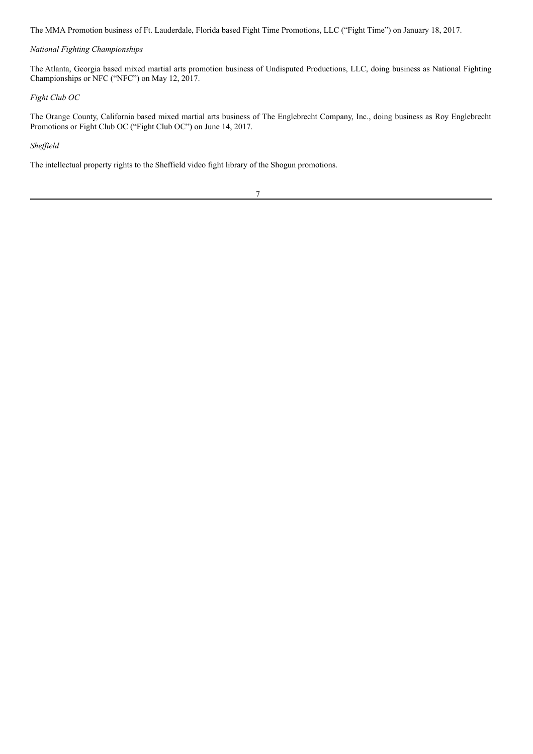The MMA Promotion business of Ft. Lauderdale, Florida based Fight Time Promotions, LLC ("Fight Time") on January 18, 2017.

*National Fighting Championships*

The Atlanta, Georgia based mixed martial arts promotion business of Undisputed Productions, LLC, doing business as National Fighting Championships or NFC ("NFC") on May 12, 2017.

*Fight Club OC*

The Orange County, California based mixed martial arts business of The Englebrecht Company, Inc., doing business as Roy Englebrecht Promotions or Fight Club OC ("Fight Club OC") on June 14, 2017.

*Sheffield*

The intellectual property rights to the Sheffield video fight library of the Shogun promotions.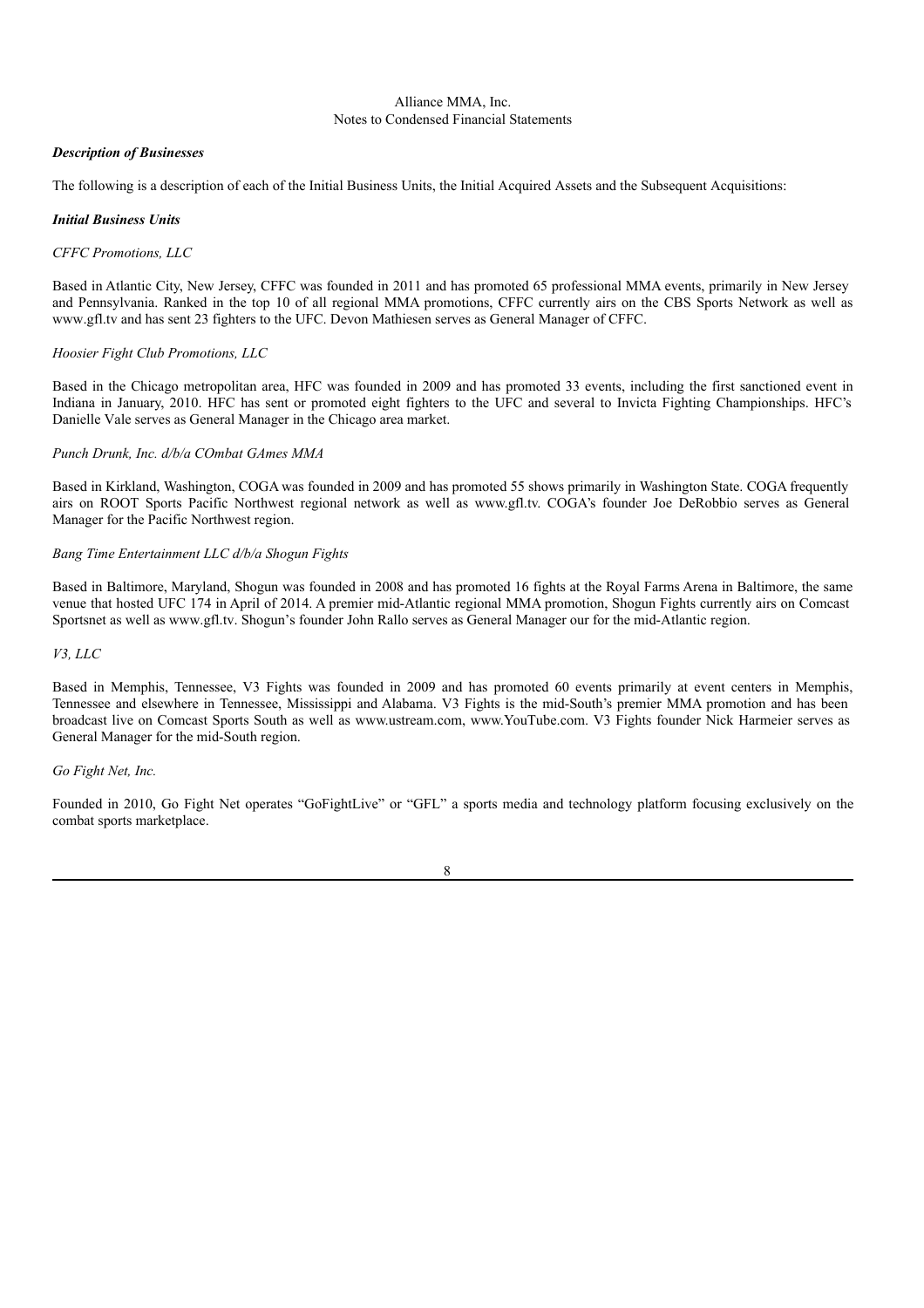Alliance MMA, Inc.
Notes to Condensed Financial Statements

***Description of Businesses***

The following is a description of each of the Initial Business Units, the Initial Acquired Assets and the Subsequent Acquisitions:

***Initial Business Units***

*CFFC Promotions, LLC*

Based in Atlantic City, New Jersey, CFFC was founded in 2011 and has promoted 65 professional MMA events, primarily in New Jersey and Pennsylvania. Ranked in the top 10 of all regional MMA promotions, CFFC currently airs on the CBS Sports Network as well as www.gfl.tv and has sent 23 fighters to the UFC. Devon Mathiesen serves as General Manager of CFFC.

*Hoosier Fight Club Promotions, LLC*

Based in the Chicago metropolitan area, HFC was founded in 2009 and has promoted 33 events, including the first sanctioned event in Indiana in January, 2010. HFC has sent or promoted eight fighters to the UFC and several to Invicta Fighting Championships. HFC's Danielle Vale serves as General Manager in the Chicago area market.

*Punch Drunk, Inc. d/b/a COmbat GAmes MMA*

Based in Kirkland, Washington, COGA was founded in 2009 and has promoted 55 shows primarily in Washington State. COGA frequently airs on ROOT Sports Pacific Northwest regional network as well as www.gfl.tv. COGA's founder Joe DeRobbio serves as General Manager for the Pacific Northwest region.

*Bang Time Entertainment LLC d/b/a Shogun Fights*

Based in Baltimore, Maryland, Shogun was founded in 2008 and has promoted 16 fights at the Royal Farms Arena in Baltimore, the same venue that hosted UFC 174 in April of 2014. A premier mid-Atlantic regional MMA promotion, Shogun Fights currently airs on Comcast Sportsnet as well as www.gfl.tv. Shogun's founder John Rallo serves as General Manager our for the mid-Atlantic region.

*V3, LLC*

Based in Memphis, Tennessee, V3 Fights was founded in 2009 and has promoted 60 events primarily at event centers in Memphis, Tennessee and elsewhere in Tennessee, Mississippi and Alabama. V3 Fights is the mid-South's premier MMA promotion and has been broadcast live on Comcast Sports South as well as www.ustream.com, www.YouTube.com. V3 Fights founder Nick Harmeier serves as General Manager for the mid-South region.

*Go Fight Net, Inc.*

Founded in 2010, Go Fight Net operates "GoFightLive" or "GFL" a sports media and technology platform focusing exclusively on the combat sports marketplace.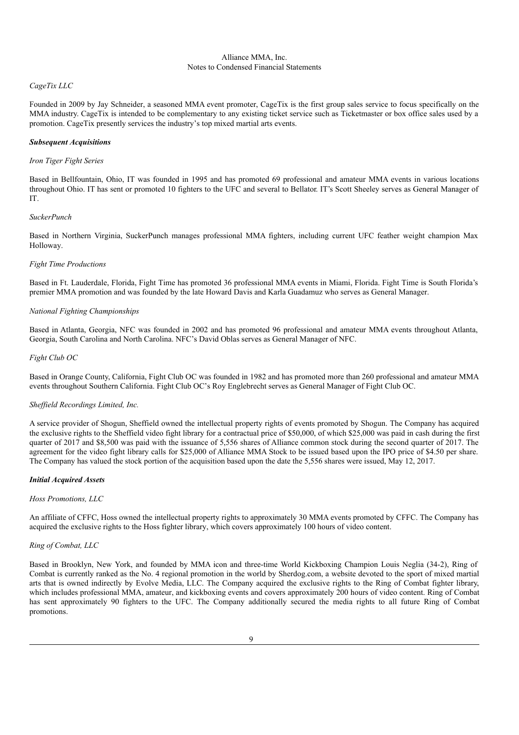*CageTix LLC*

Founded in 2009 by Jay Schneider, a seasoned MMA event promoter, CageTix is the first group sales service to focus specifically on the MMA industry. CageTix is intended to be complementary to any existing ticket service such as Ticketmaster or box office sales used by a promotion. CageTix presently services the industry's top mixed martial arts events.

***Subsequent Acquisitions***

*Iron Tiger Fight Series*

Based in Bellfountain, Ohio, IT was founded in 1995 and has promoted 69 professional and amateur MMA events in various locations throughout Ohio. IT has sent or promoted 10 fighters to the UFC and several to Bellator. IT's Scott Sheeley serves as General Manager of IT.

*SuckerPunch*

Based in Northern Virginia, SuckerPunch manages professional MMA fighters, including current UFC feather weight champion Max Holloway.

*Fight Time Productions*

Based in Ft. Lauderdale, Florida, Fight Time has promoted 36 professional MMA events in Miami, Florida. Fight Time is South Florida's premier MMA promotion and was founded by the late Howard Davis and Karla Guadamuz who serves as General Manager.

*National Fighting Championships*

Based in Atlanta, Georgia, NFC was founded in 2002 and has promoted 96 professional and amateur MMA events throughout Atlanta, Georgia, South Carolina and North Carolina. NFC's David Oblas serves as General Manager of NFC.

*Fight Club OC*

Based in Orange County, California, Fight Club OC was founded in 1982 and has promoted more than 260 professional and amateur MMA events throughout Southern California. Fight Club OC's Roy Englebrecht serves as General Manager of Fight Club OC.

*Sheffield Recordings Limited, Inc.*

A service provider of Shogun, Sheffield owned the intellectual property rights of events promoted by Shogun. The Company has acquired the exclusive rights to the Sheffield video fight library for a contractual price of $50,000, of which $25,000 was paid in cash during the first quarter of 2017 and $8,500 was paid with the issuance of 5,556 shares of Alliance common stock during the second quarter of 2017. The agreement for the video fight library calls for $25,000 of Alliance MMA Stock to be issued based upon the IPO price of $4.50 per share. The Company has valued the stock portion of the acquisition based upon the date the 5,556 shares were issued, May 12, 2017.

***Initial Acquired Assets***

*Hoss Promotions, LLC*

An affiliate of CFFC, Hoss owned the intellectual property rights to approximately 30 MMA events promoted by CFFC. The Company has acquired the exclusive rights to the Hoss fighter library, which covers approximately 100 hours of video content.

*Ring of Combat, LLC*

Based in Brooklyn, New York, and founded by MMA icon and three-time World Kickboxing Champion Louis Neglia (34-2), Ring of Combat is currently ranked as the No. 4 regional promotion in the world by Sherdog.com, a website devoted to the sport of mixed martial arts that is owned indirectly by Evolve Media, LLC. The Company acquired the exclusive rights to the Ring of Combat fighter library, which includes professional MMA, amateur, and kickboxing events and covers approximately 200 hours of video content. Ring of Combat has sent approximately 90 fighters to the UFC. The Company additionally secured the media rights to all future Ring of Combat promotions.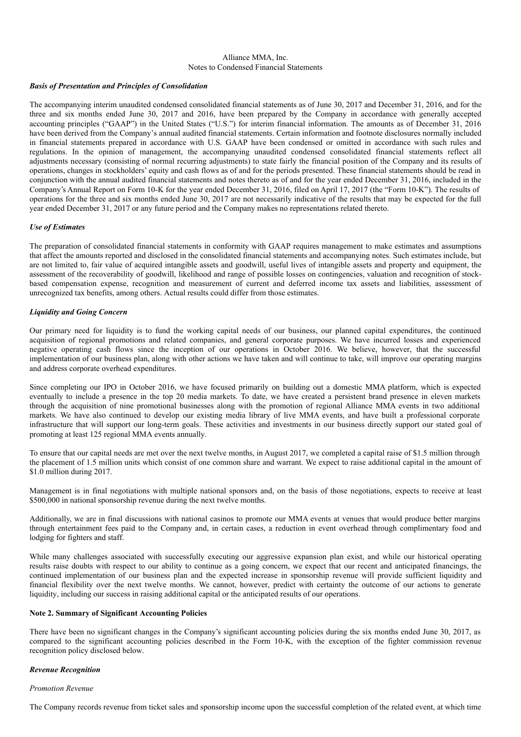Alliance MMA, Inc.
Notes to Condensed Financial Statements

***Basis of Presentation and Principles of Consolidation***

The accompanying interim unaudited condensed consolidated financial statements as of June 30, 2017 and December 31, 2016, and for the three and six months ended June 30, 2017 and 2016, have been prepared by the Company in accordance with generally accepted accounting principles ("GAAP") in the United States ("U.S.") for interim financial information. The amounts as of December 31, 2016 have been derived from the Company's annual audited financial statements. Certain information and footnote disclosures normally included in financial statements prepared in accordance with U.S. GAAP have been condensed or omitted in accordance with such rules and regulations. In the opinion of management, the accompanying unaudited condensed consolidated financial statements reflect all adjustments necessary (consisting of normal recurring adjustments) to state fairly the financial position of the Company and its results of operations, changes in stockholders' equity and cash flows as of and for the periods presented. These financial statements should be read in conjunction with the annual audited financial statements and notes thereto as of and for the year ended December 31, 2016, included in the Company's Annual Report on Form 10-K for the year ended December 31, 2016, filed on April 17, 2017 (the "Form 10-K"). The results of operations for the three and six months ended June 30, 2017 are not necessarily indicative of the results that may be expected for the full year ended December 31, 2017 or any future period and the Company makes no representations related thereto.

***Use of Estimates***

The preparation of consolidated financial statements in conformity with GAAP requires management to make estimates and assumptions that affect the amounts reported and disclosed in the consolidated financial statements and accompanying notes. Such estimates include, but are not limited to, fair value of acquired intangible assets and goodwill, useful lives of intangible assets and property and equipment, the assessment of the recoverability of goodwill, likelihood and range of possible losses on contingencies, valuation and recognition of stock-based compensation expense, recognition and measurement of current and deferred income tax assets and liabilities, assessment of unrecognized tax benefits, among others. Actual results could differ from those estimates.

***Liquidity and Going Concern***

Our primary need for liquidity is to fund the working capital needs of our business, our planned capital expenditures, the continued acquisition of regional promotions and related companies, and general corporate purposes. We have incurred losses and experienced negative operating cash flows since the inception of our operations in October 2016. We believe, however, that the successful implementation of our business plan, along with other actions we have taken and will continue to take, will improve our operating margins and address corporate overhead expenditures.

Since completing our IPO in October 2016, we have focused primarily on building out a domestic MMA platform, which is expected eventually to include a presence in the top 20 media markets. To date, we have created a persistent brand presence in eleven markets through the acquisition of nine promotional businesses along with the promotion of regional Alliance MMA events in two additional markets. We have also continued to develop our existing media library of live MMA events, and have built a professional corporate infrastructure that will support our long-term goals. These activities and investments in our business directly support our stated goal of promoting at least 125 regional MMA events annually.

To ensure that our capital needs are met over the next twelve months, in August 2017, we completed a capital raise of $1.5 million through the placement of 1.5 million units which consist of one common share and warrant. We expect to raise additional capital in the amount of $1.0 million during 2017.

Management is in final negotiations with multiple national sponsors and, on the basis of those negotiations, expects to receive at least $500,000 in national sponsorship revenue during the next twelve months.

Additionally, we are in final discussions with national casinos to promote our MMA events at venues that would produce better margins through entertainment fees paid to the Company and, in certain cases, a reduction in event overhead through complimentary food and lodging for fighters and staff.

While many challenges associated with successfully executing our aggressive expansion plan exist, and while our historical operating results raise doubts with respect to our ability to continue as a going concern, we expect that our recent and anticipated financings, the continued implementation of our business plan and the expected increase in sponsorship revenue will provide sufficient liquidity and financial flexibility over the next twelve months. We cannot, however, predict with certainty the outcome of our actions to generate liquidity, including our success in raising additional capital or the anticipated results of our operations.

**Note 2. Summary of Significant Accounting Policies**

There have been no significant changes in the Company's significant accounting policies during the six months ended June 30, 2017, as compared to the significant accounting policies described in the Form 10-K, with the exception of the fighter commission revenue recognition policy disclosed below.

***Revenue Recognition***

*Promotion Revenue*

The Company records revenue from ticket sales and sponsorship income upon the successful completion of the related event, at which time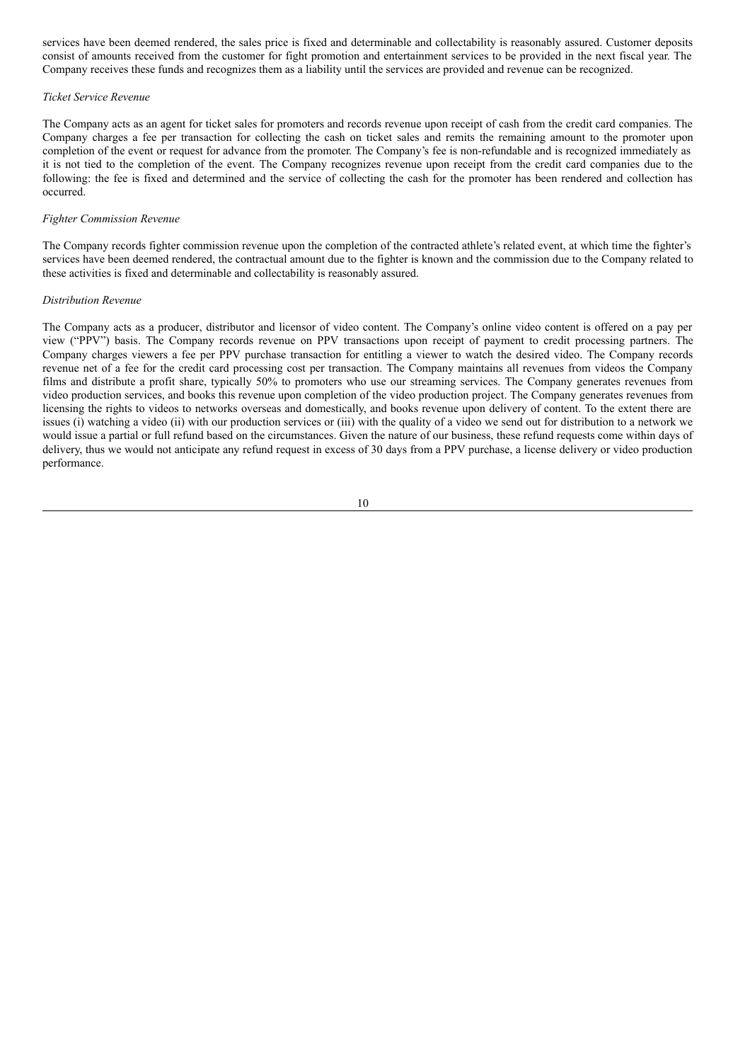services have been deemed rendered, the sales price is fixed and determinable and collectability is reasonably assured. Customer deposits consist of amounts received from the customer for fight promotion and entertainment services to be provided in the next fiscal year. The Company receives these funds and recognizes them as a liability until the services are provided and revenue can be recognized.

*Ticket Service Revenue*

The Company acts as an agent for ticket sales for promoters and records revenue upon receipt of cash from the credit card companies. The Company charges a fee per transaction for collecting the cash on ticket sales and remits the remaining amount to the promoter upon completion of the event or request for advance from the promoter. The Company's fee is non-refundable and is recognized immediately as it is not tied to the completion of the event. The Company recognizes revenue upon receipt from the credit card companies due to the following: the fee is fixed and determined and the service of collecting the cash for the promoter has been rendered and collection has occurred.

*Fighter Commission Revenue*

The Company records fighter commission revenue upon the completion of the contracted athlete's related event, at which time the fighter's services have been deemed rendered, the contractual amount due to the fighter is known and the commission due to the Company related to these activities is fixed and determinable and collectability is reasonably assured.

*Distribution Revenue*

The Company acts as a producer, distributor and licensor of video content. The Company's online video content is offered on a pay per view ("PPV") basis. The Company records revenue on PPV transactions upon receipt of payment to credit processing partners. The Company charges viewers a fee per PPV purchase transaction for entitling a viewer to watch the desired video. The Company records revenue net of a fee for the credit card processing cost per transaction. The Company maintains all revenues from videos the Company films and distribute a profit share, typically 50% to promoters who use our streaming services. The Company generates revenues from video production services, and books this revenue upon completion of the video production project. The Company generates revenues from licensing the rights to videos to networks overseas and domestically, and books revenue upon delivery of content. To the extent there are issues (i) watching a video (ii) with our production services or (iii) with the quality of a video we send out for distribution to a network we would issue a partial or full refund based on the circumstances. Given the nature of our business, these refund requests come within days of delivery, thus we would not anticipate any refund request in excess of 30 days from a PPV purchase, a license delivery or video production performance.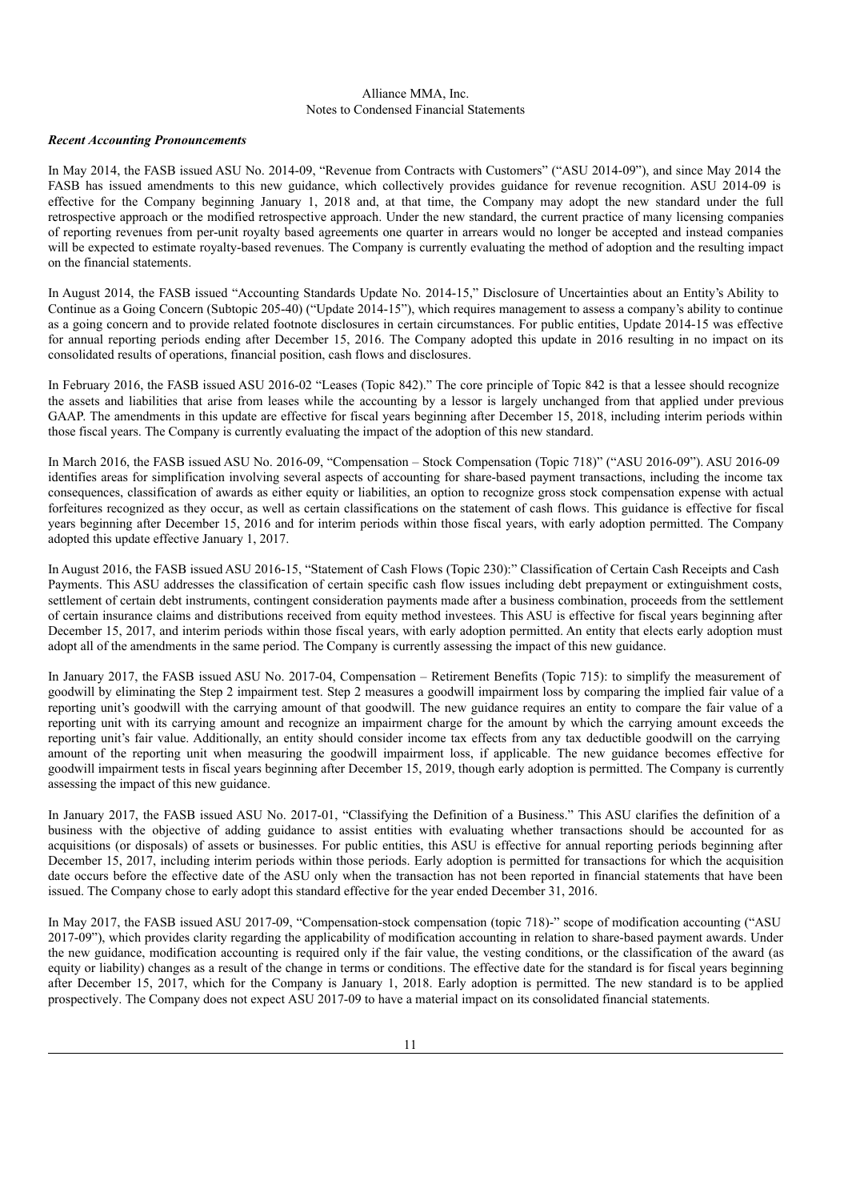Alliance MMA, Inc.
Notes to Condensed Financial Statements

***Recent Accounting Pronouncements***

In May 2014, the FASB issued ASU No. 2014-09, "Revenue from Contracts with Customers" ("ASU 2014-09"), and since May 2014 the FASB has issued amendments to this new guidance, which collectively provides guidance for revenue recognition. ASU 2014-09 is effective for the Company beginning January 1, 2018 and, at that time, the Company may adopt the new standard under the full retrospective approach or the modified retrospective approach. Under the new standard, the current practice of many licensing companies of reporting revenues from per-unit royalty based agreements one quarter in arrears would no longer be accepted and instead companies will be expected to estimate royalty-based revenues. The Company is currently evaluating the method of adoption and the resulting impact on the financial statements.

In August 2014, the FASB issued "Accounting Standards Update No. 2014-15," Disclosure of Uncertainties about an Entity's Ability to Continue as a Going Concern (Subtopic 205-40) ("Update 2014-15"), which requires management to assess a company's ability to continue as a going concern and to provide related footnote disclosures in certain circumstances. For public entities, Update 2014-15 was effective for annual reporting periods ending after December 15, 2016. The Company adopted this update in 2016 resulting in no impact on its consolidated results of operations, financial position, cash flows and disclosures.

In February 2016, the FASB issued ASU 2016-02 "Leases (Topic 842)." The core principle of Topic 842 is that a lessee should recognize the assets and liabilities that arise from leases while the accounting by a lessor is largely unchanged from that applied under previous GAAP. The amendments in this update are effective for fiscal years beginning after December 15, 2018, including interim periods within those fiscal years. The Company is currently evaluating the impact of the adoption of this new standard.

In March 2016, the FASB issued ASU No. 2016-09, "Compensation – Stock Compensation (Topic 718)" ("ASU 2016-09"). ASU 2016-09 identifies areas for simplification involving several aspects of accounting for share-based payment transactions, including the income tax consequences, classification of awards as either equity or liabilities, an option to recognize gross stock compensation expense with actual forfeitures recognized as they occur, as well as certain classifications on the statement of cash flows. This guidance is effective for fiscal years beginning after December 15, 2016 and for interim periods within those fiscal years, with early adoption permitted. The Company adopted this update effective January 1, 2017.

In August 2016, the FASB issued ASU 2016-15, "Statement of Cash Flows (Topic 230):" Classification of Certain Cash Receipts and Cash Payments. This ASU addresses the classification of certain specific cash flow issues including debt prepayment or extinguishment costs, settlement of certain debt instruments, contingent consideration payments made after a business combination, proceeds from the settlement of certain insurance claims and distributions received from equity method investees. This ASU is effective for fiscal years beginning after December 15, 2017, and interim periods within those fiscal years, with early adoption permitted. An entity that elects early adoption must adopt all of the amendments in the same period. The Company is currently assessing the impact of this new guidance.

In January 2017, the FASB issued ASU No. 2017-04, Compensation – Retirement Benefits (Topic 715): to simplify the measurement of goodwill by eliminating the Step 2 impairment test. Step 2 measures a goodwill impairment loss by comparing the implied fair value of a reporting unit's goodwill with the carrying amount of that goodwill. The new guidance requires an entity to compare the fair value of a reporting unit with its carrying amount and recognize an impairment charge for the amount by which the carrying amount exceeds the reporting unit's fair value. Additionally, an entity should consider income tax effects from any tax deductible goodwill on the carrying amount of the reporting unit when measuring the goodwill impairment loss, if applicable. The new guidance becomes effective for goodwill impairment tests in fiscal years beginning after December 15, 2019, though early adoption is permitted. The Company is currently assessing the impact of this new guidance.

In January 2017, the FASB issued ASU No. 2017-01, "Classifying the Definition of a Business." This ASU clarifies the definition of a business with the objective of adding guidance to assist entities with evaluating whether transactions should be accounted for as acquisitions (or disposals) of assets or businesses. For public entities, this ASU is effective for annual reporting periods beginning after December 15, 2017, including interim periods within those periods. Early adoption is permitted for transactions for which the acquisition date occurs before the effective date of the ASU only when the transaction has not been reported in financial statements that have been issued. The Company chose to early adopt this standard effective for the year ended December 31, 2016.

In May 2017, the FASB issued ASU 2017-09, "Compensation-stock compensation (topic 718)-" scope of modification accounting ("ASU 2017-09"), which provides clarity regarding the applicability of modification accounting in relation to share-based payment awards. Under the new guidance, modification accounting is required only if the fair value, the vesting conditions, or the classification of the award (as equity or liability) changes as a result of the change in terms or conditions. The effective date for the standard is for fiscal years beginning after December 15, 2017, which for the Company is January 1, 2018. Early adoption is permitted. The new standard is to be applied prospectively. The Company does not expect ASU 2017-09 to have a material impact on its consolidated financial statements.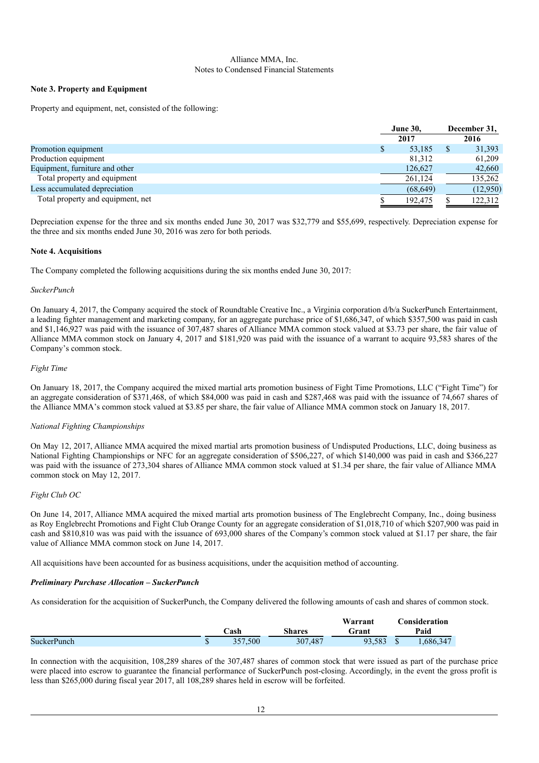Alliance MMA, Inc.
Notes to Condensed Financial Statements

**Note 3. Property and Equipment**

Property and equipment, net, consisted of the following:

| | June 30, 2017 | December 31, 2016 |
|---|---|---|
| Promotion equipment | $ 53,185 | $ 31,393 |
| Production equipment | 81,312 | 61,209 |
| Equipment, furniture and other | 126,627 | 42,660 |
| Total property and equipment | 261,124 | 135,262 |
| Less accumulated depreciation | (68,649) | (12,950) |
| Total property and equipment, net | $ 192,475 | $ 122,312 |

Depreciation expense for the three and six months ended June 30, 2017 was $32,779 and $55,699, respectively. Depreciation expense for the three and six months ended June 30, 2016 was zero for both periods.

**Note 4. Acquisitions**

The Company completed the following acquisitions during the six months ended June 30, 2017:

*SuckerPunch*

On January 4, 2017, the Company acquired the stock of Roundtable Creative Inc., a Virginia corporation d/b/a SuckerPunch Entertainment, a leading fighter management and marketing company, for an aggregate purchase price of $1,686,347, of which $357,500 was paid in cash and $1,146,927 was paid with the issuance of 307,487 shares of Alliance MMA common stock valued at $3.73 per share, the fair value of Alliance MMA common stock on January 4, 2017 and $181,920 was paid with the issuance of a warrant to acquire 93,583 shares of the Company's common stock.

*Fight Time*

On January 18, 2017, the Company acquired the mixed martial arts promotion business of Fight Time Promotions, LLC ("Fight Time") for an aggregate consideration of $371,468, of which $84,000 was paid in cash and $287,468 was paid with the issuance of 74,667 shares of the Alliance MMA's common stock valued at $3.85 per share, the fair value of Alliance MMA common stock on January 18, 2017.

*National Fighting Championships*

On May 12, 2017, Alliance MMA acquired the mixed martial arts promotion business of Undisputed Productions, LLC, doing business as National Fighting Championships or NFC for an aggregate consideration of $506,227, of which $140,000 was paid in cash and $366,227 was paid with the issuance of 273,304 shares of Alliance MMA common stock valued at $1.34 per share, the fair value of Alliance MMA common stock on May 12, 2017.

*Fight Club OC*

On June 14, 2017, Alliance MMA acquired the mixed martial arts promotion business of The Englebrecht Company, Inc., doing business as Roy Englebrecht Promotions and Fight Club Orange County for an aggregate consideration of $1,018,710 of which $207,900 was paid in cash and $810,810 was was paid with the issuance of 693,000 shares of the Company's common stock valued at $1.17 per share, the fair value of Alliance MMA common stock on June 14, 2017.

All acquisitions have been accounted for as business acquisitions, under the acquisition method of accounting.

***Preliminary Purchase Allocation – SuckerPunch***

As consideration for the acquisition of SuckerPunch, the Company delivered the following amounts of cash and shares of common stock.

| | Cash | Shares | Warrant Grant | Consideration Paid |
|---|---|---|---|---|
| SuckerPunch | $ 357,500 | 307,487 | 93,583 | $ 1,686,347 |

In connection with the acquisition, 108,289 shares of the 307,487 shares of common stock that were issued as part of the purchase price were placed into escrow to guarantee the financial performance of SuckerPunch post-closing. Accordingly, in the event the gross profit is less than $265,000 during fiscal year 2017, all 108,289 shares held in escrow will be forfeited.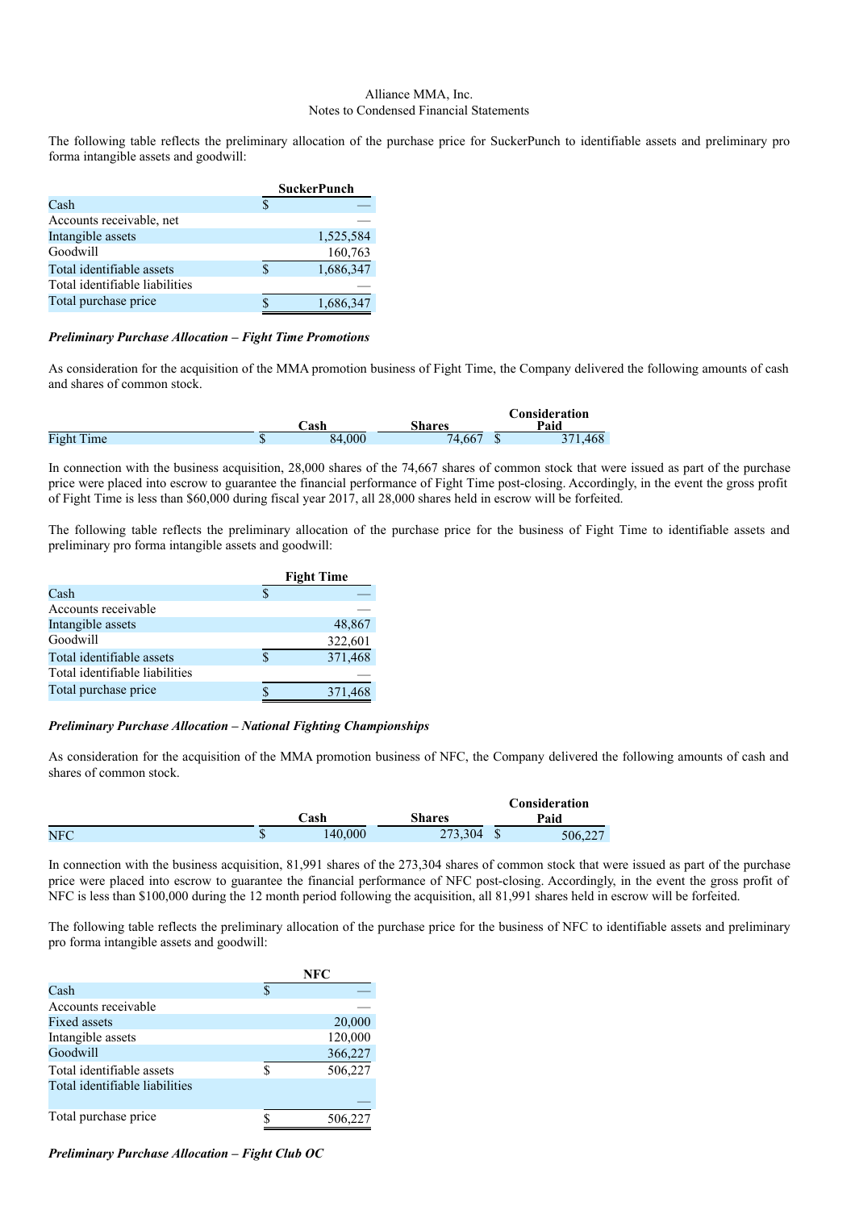Alliance MMA, Inc.
Notes to Condensed Financial Statements

The following table reflects the preliminary allocation of the purchase price for SuckerPunch to identifiable assets and preliminary pro forma intangible assets and goodwill:

| | SuckerPunch |
|---|---|
| Cash | $ — |
| Accounts receivable, net | — |
| Intangible assets | 1,525,584 |
| Goodwill | 160,763 |
| Total identifiable assets | $ 1,686,347 |
| Total identifiable liabilities | — |
| Total purchase price | $ 1,686,347 |

***Preliminary Purchase Allocation – Fight Time Promotions***

As consideration for the acquisition of the MMA promotion business of Fight Time, the Company delivered the following amounts of cash and shares of common stock.

| | Cash | Shares | Consideration Paid |
|---|---|---|---|
| Fight Time | $ 84,000 | 74,667 | $ 371,468 |

In connection with the business acquisition, 28,000 shares of the 74,667 shares of common stock that were issued as part of the purchase price were placed into escrow to guarantee the financial performance of Fight Time post-closing. Accordingly, in the event the gross profit of Fight Time is less than $60,000 during fiscal year 2017, all 28,000 shares held in escrow will be forfeited.

The following table reflects the preliminary allocation of the purchase price for the business of Fight Time to identifiable assets and preliminary pro forma intangible assets and goodwill:

| | Fight Time |
|---|---|
| Cash | $ — |
| Accounts receivable | — |
| Intangible assets | 48,867 |
| Goodwill | 322,601 |
| Total identifiable assets | $ 371,468 |
| Total identifiable liabilities | — |
| Total purchase price | $ 371,468 |

***Preliminary Purchase Allocation – National Fighting Championships***

As consideration for the acquisition of the MMA promotion business of NFC, the Company delivered the following amounts of cash and shares of common stock.

| | Cash | Shares | Consideration Paid |
|---|---|---|---|
| NFC | $ 140,000 | 273,304 | $ 506,227 |

In connection with the business acquisition, 81,991 shares of the 273,304 shares of common stock that were issued as part of the purchase price were placed into escrow to guarantee the financial performance of NFC post-closing. Accordingly, in the event the gross profit of NFC is less than $100,000 during the 12 month period following the acquisition, all 81,991 shares held in escrow will be forfeited.

The following table reflects the preliminary allocation of the purchase price for the business of NFC to identifiable assets and preliminary pro forma intangible assets and goodwill:

| | NFC |
|---|---|
| Cash | $ — |
| Accounts receivable | — |
| Fixed assets | 20,000 |
| Intangible assets | 120,000 |
| Goodwill | 366,227 |
| Total identifiable assets | $ 506,227 |
| Total identifiable liabilities | — |
| Total purchase price | $ 506,227 |

***Preliminary Purchase Allocation – Fight Club OC***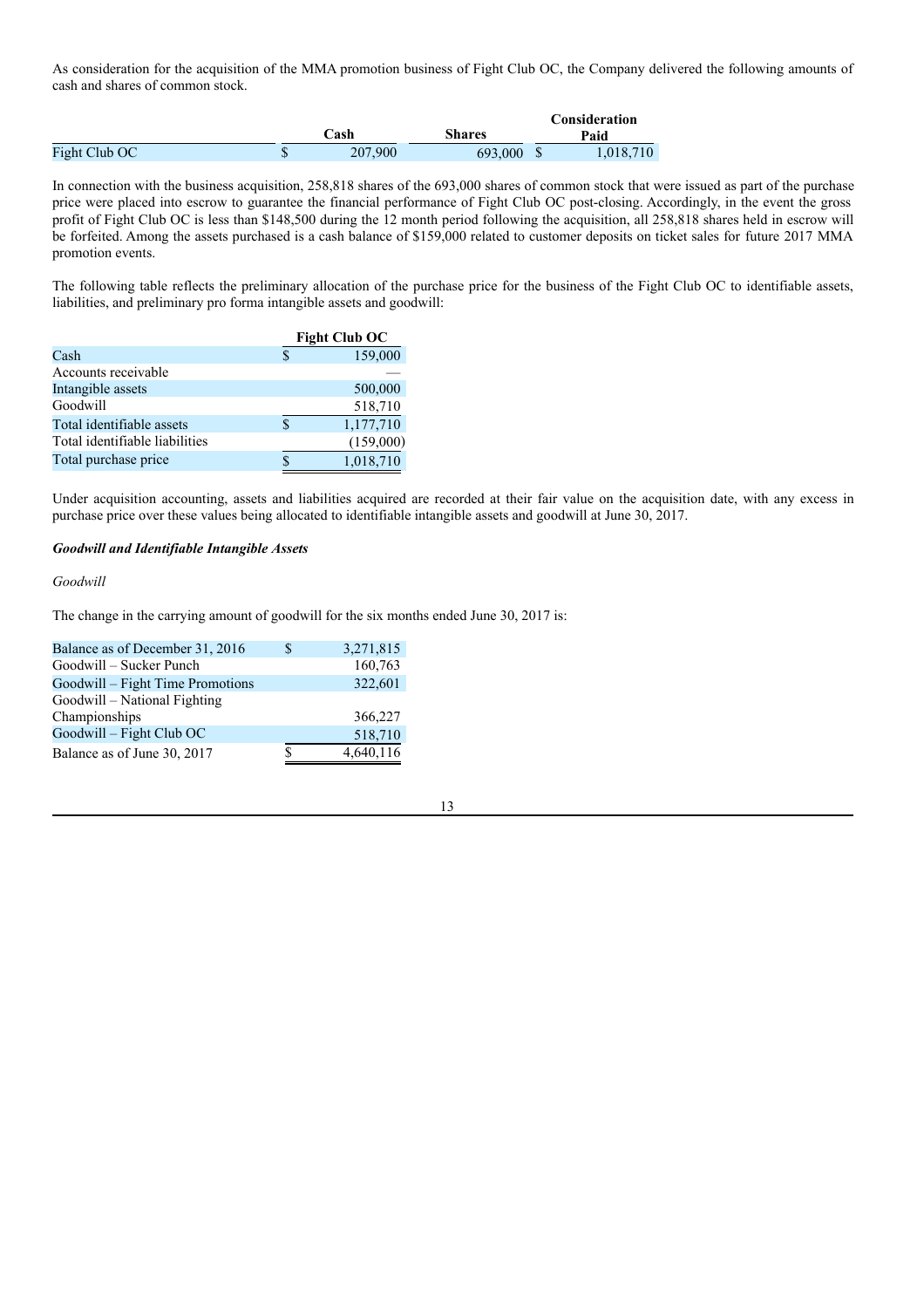As consideration for the acquisition of the MMA promotion business of Fight Club OC, the Company delivered the following amounts of cash and shares of common stock.

| | Cash | Shares | Consideration Paid |
|---|---|---|---|
| Fight Club OC | $ 207,900 | 693,000 | $ 1,018,710 |

In connection with the business acquisition, 258,818 shares of the 693,000 shares of common stock that were issued as part of the purchase price were placed into escrow to guarantee the financial performance of Fight Club OC post-closing. Accordingly, in the event the gross profit of Fight Club OC is less than $148,500 during the 12 month period following the acquisition, all 258,818 shares held in escrow will be forfeited. Among the assets purchased is a cash balance of $159,000 related to customer deposits on ticket sales for future 2017 MMA promotion events.

The following table reflects the preliminary allocation of the purchase price for the business of the Fight Club OC to identifiable assets, liabilities, and preliminary pro forma intangible assets and goodwill:

| | Fight Club OC |
|---|---|
| Cash | $ 159,000 |
| Accounts receivable | — |
| Intangible assets | 500,000 |
| Goodwill | 518,710 |
| Total identifiable assets | $ 1,177,710 |
| Total identifiable liabilities | (159,000) |
| Total purchase price | $ 1,018,710 |

Under acquisition accounting, assets and liabilities acquired are recorded at their fair value on the acquisition date, with any excess in purchase price over these values being allocated to identifiable intangible assets and goodwill at June 30, 2017.

***Goodwill and Identifiable Intangible Assets***

*Goodwill*

The change in the carrying amount of goodwill for the six months ended June 30, 2017 is:

| | |
|---|---|
| Balance as of December 31, 2016 | $ 3,271,815 |
| Goodwill – Sucker Punch | 160,763 |
| Goodwill – Fight Time Promotions | 322,601 |
| Goodwill – National Fighting Championships | 366,227 |
| Goodwill – Fight Club OC | 518,710 |
| Balance as of June 30, 2017 | $ 4,640,116 |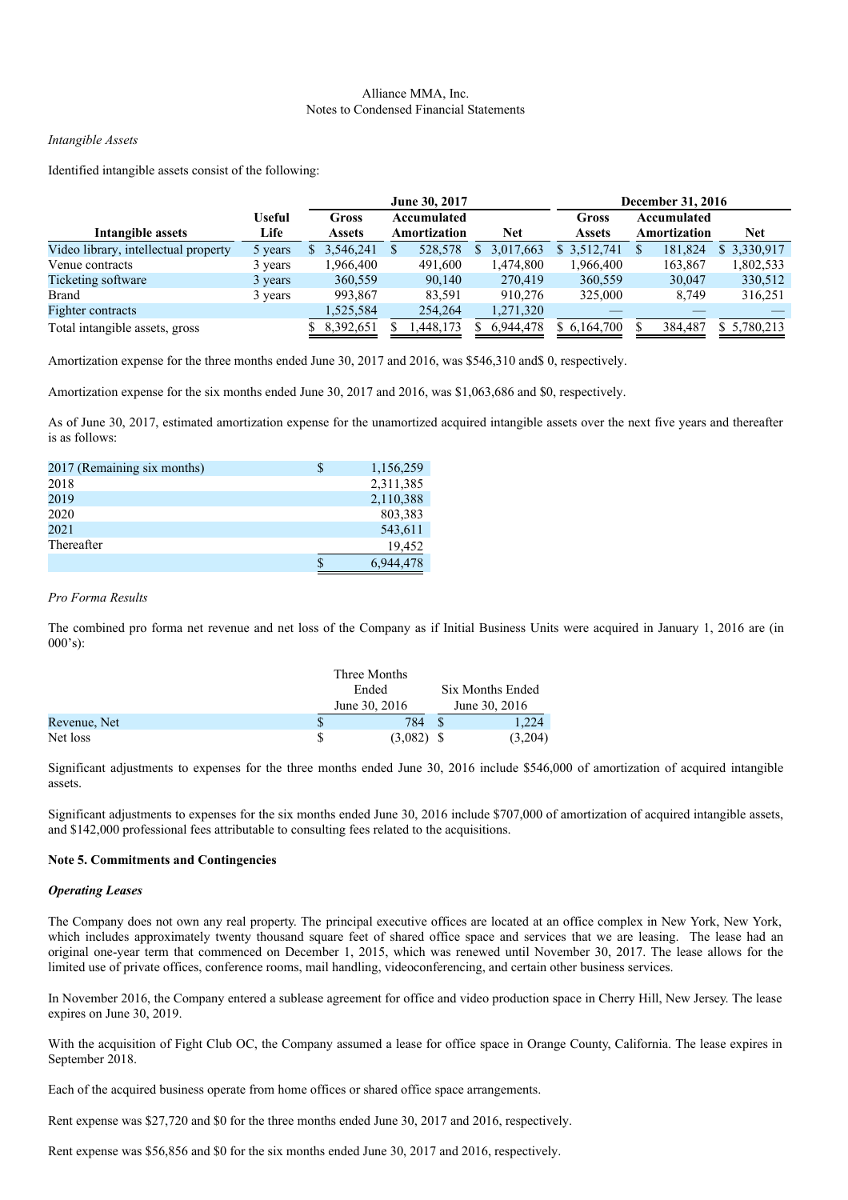Alliance MMA, Inc.
Notes to Condensed Financial Statements

*Intangible Assets*

Identified intangible assets consist of the following:

| | | June 30, 2017 | | | December 31, 2016 | | |
|---|---|---|---|---|---|---|---|
| **Intangible assets** | **Useful Life** | **Gross Assets** | **Accumulated Amortization** | **Net** | **Gross Assets** | **Accumulated Amortization** | **Net** |
| Video library, intellectual property | 5 years | $ 3,546,241 | $ 528,578 | $ 3,017,663 | $ 3,512,741 | $ 181,824 | $ 3,330,917 |
| Venue contracts | 3 years | 1,966,400 | 491,600 | 1,474,800 | 1,966,400 | 163,867 | 1,802,533 |
| Ticketing software | 3 years | 360,559 | 90,140 | 270,419 | 360,559 | 30,047 | 330,512 |
| Brand | 3 years | 993,867 | 83,591 | 910,276 | 325,000 | 8,749 | 316,251 |
| Fighter contracts | | 1,525,584 | 254,264 | 1,271,320 | — | — | — |
| Total intangible assets, gross | | $ 8,392,651 | $ 1,448,173 | $ 6,944,478 | $ 6,164,700 | $ 384,487 | $ 5,780,213 |

Amortization expense for the three months ended June 30, 2017 and 2016, was $546,310 and$ 0, respectively.

Amortization expense for the six months ended June 30, 2017 and 2016, was $1,063,686 and $0, respectively.

As of June 30, 2017, estimated amortization expense for the unamortized acquired intangible assets over the next five years and thereafter is as follows:

| | |
|---|---|
| 2017 (Remaining six months) | $ 1,156,259 |
| 2018 | 2,311,385 |
| 2019 | 2,110,388 |
| 2020 | 803,383 |
| 2021 | 543,611 |
| Thereafter | 19,452 |
| | $ 6,944,478 |

*Pro Forma Results*

The combined pro forma net revenue and net loss of the Company as if Initial Business Units were acquired in January 1, 2016 are (in 000's):

| | Three Months Ended June 30, 2016 | Six Months Ended June 30, 2016 |
|---|---|---|
| Revenue, Net | $ 784 | $ 1,224 |
| Net loss | $ (3,082) | $ (3,204) |

Significant adjustments to expenses for the three months ended June 30, 2016 include $546,000 of amortization of acquired intangible assets.

Significant adjustments to expenses for the six months ended June 30, 2016 include $707,000 of amortization of acquired intangible assets, and $142,000 professional fees attributable to consulting fees related to the acquisitions.

**Note 5. Commitments and Contingencies**

***Operating Leases***

The Company does not own any real property. The principal executive offices are located at an office complex in New York, New York, which includes approximately twenty thousand square feet of shared office space and services that we are leasing. The lease had an original one-year term that commenced on December 1, 2015, which was renewed until November 30, 2017. The lease allows for the limited use of private offices, conference rooms, mail handling, videoconferencing, and certain other business services.

In November 2016, the Company entered a sublease agreement for office and video production space in Cherry Hill, New Jersey. The lease expires on June 30, 2019.

With the acquisition of Fight Club OC, the Company assumed a lease for office space in Orange County, California. The lease expires in September 2018.

Each of the acquired business operate from home offices or shared office space arrangements.

Rent expense was $27,720 and $0 for the three months ended June 30, 2017 and 2016, respectively.

Rent expense was $56,856 and $0 for the six months ended June 30, 2017 and 2016, respectively.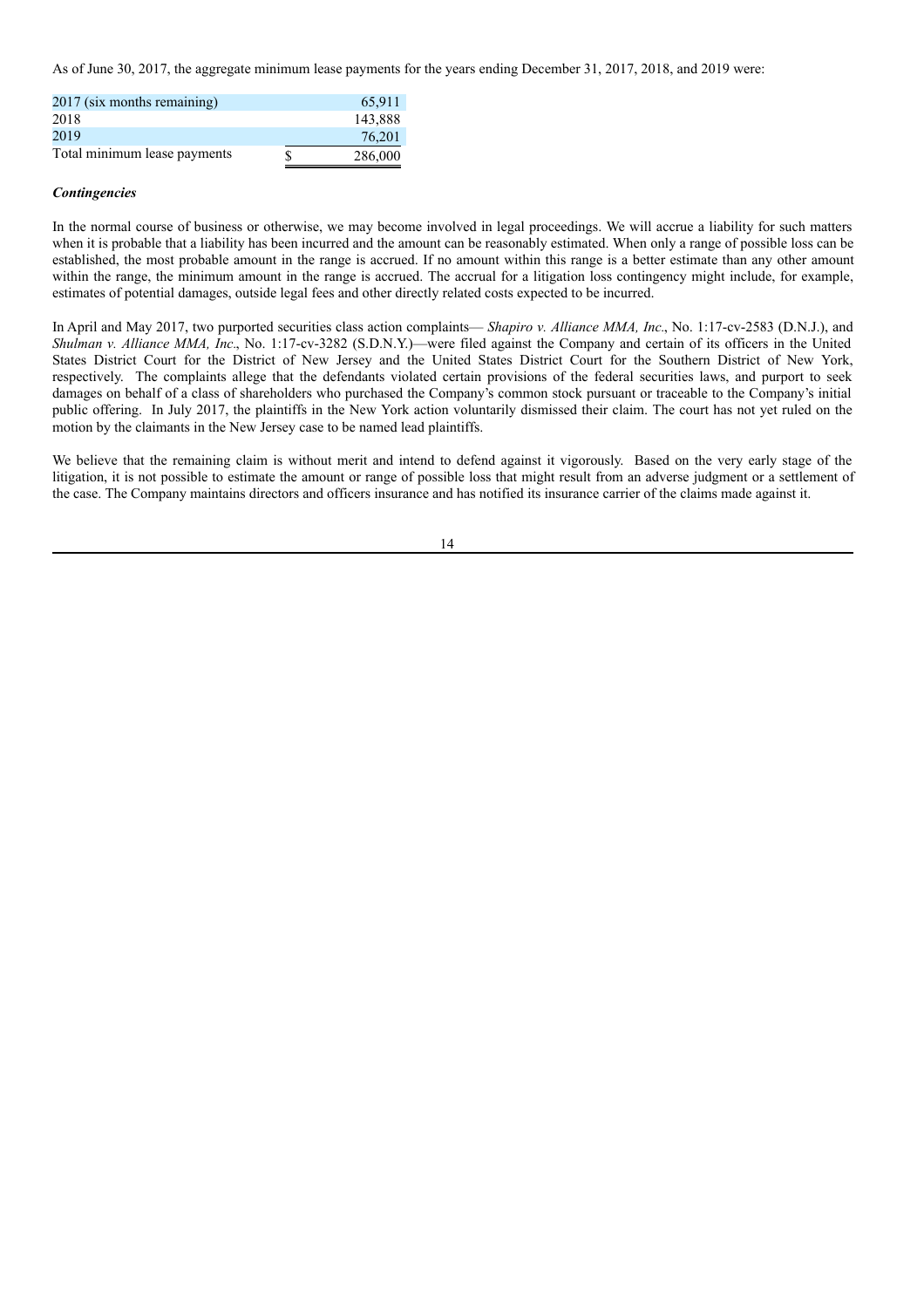As of June 30, 2017, the aggregate minimum lease payments for the years ending December 31, 2017, 2018, and 2019 were:

| | |
|---|---|
| 2017 (six months remaining) | 65,911 |
| 2018 | 143,888 |
| 2019 | 76,201 |
| Total minimum lease payments | $ 286,000 |

***Contingencies***

In the normal course of business or otherwise, we may become involved in legal proceedings. We will accrue a liability for such matters when it is probable that a liability has been incurred and the amount can be reasonably estimated. When only a range of possible loss can be established, the most probable amount in the range is accrued. If no amount within this range is a better estimate than any other amount within the range, the minimum amount in the range is accrued. The accrual for a litigation loss contingency might include, for example, estimates of potential damages, outside legal fees and other directly related costs expected to be incurred.

In April and May 2017, two purported securities class action complaints— *Shapiro v. Alliance MMA, Inc*., No. 1:17-cv-2583 (D.N.J.), and *Shulman v. Alliance MMA, Inc*., No. 1:17-cv-3282 (S.D.N.Y.)—were filed against the Company and certain of its officers in the United States District Court for the District of New Jersey and the United States District Court for the Southern District of New York, respectively. The complaints allege that the defendants violated certain provisions of the federal securities laws, and purport to seek damages on behalf of a class of shareholders who purchased the Company's common stock pursuant or traceable to the Company's initial public offering. In July 2017, the plaintiffs in the New York action voluntarily dismissed their claim. The court has not yet ruled on the motion by the claimants in the New Jersey case to be named lead plaintiffs.

We believe that the remaining claim is without merit and intend to defend against it vigorously. Based on the very early stage of the litigation, it is not possible to estimate the amount or range of possible loss that might result from an adverse judgment or a settlement of the case. The Company maintains directors and officers insurance and has notified its insurance carrier of the claims made against it.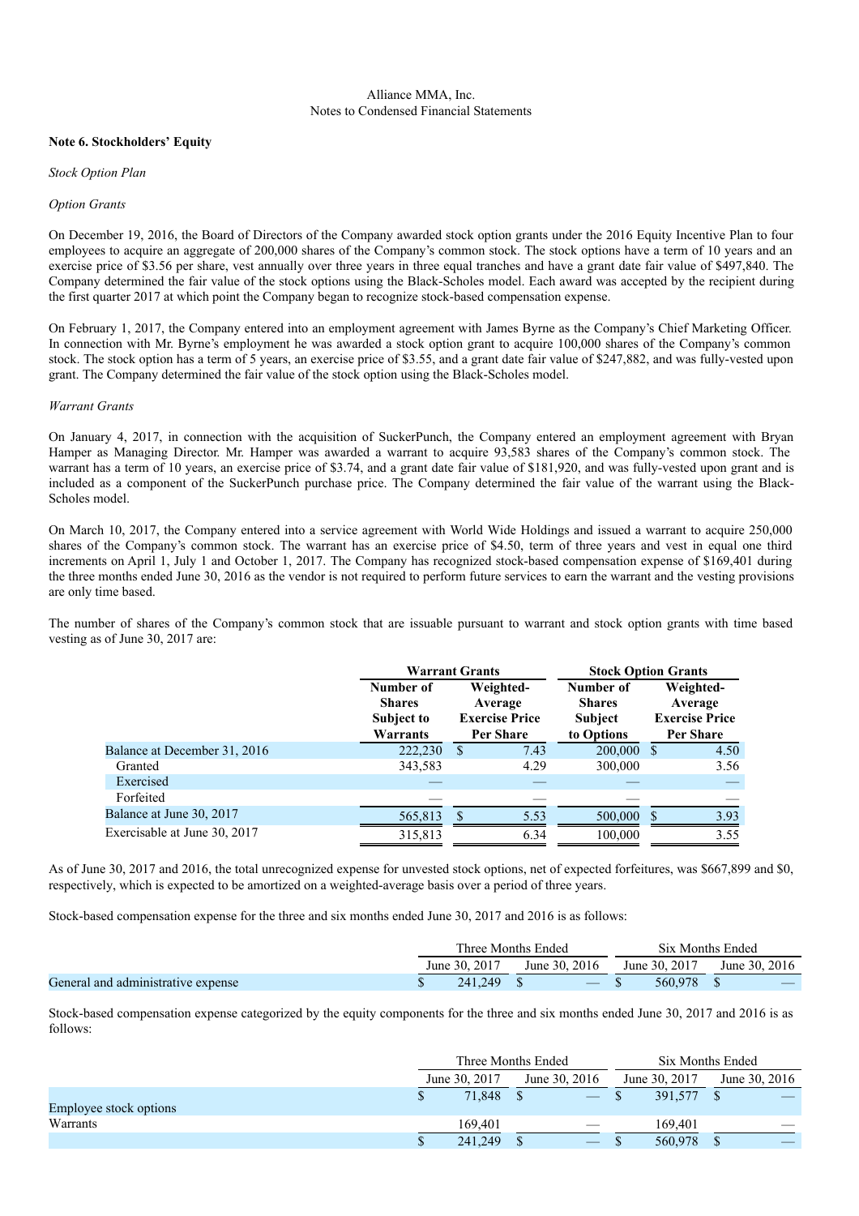Alliance MMA, Inc.
Notes to Condensed Financial Statements

**Note 6. Stockholders' Equity**

*Stock Option Plan*

*Option Grants*

On December 19, 2016, the Board of Directors of the Company awarded stock option grants under the 2016 Equity Incentive Plan to four employees to acquire an aggregate of 200,000 shares of the Company's common stock. The stock options have a term of 10 years and an exercise price of $3.56 per share, vest annually over three years in three equal tranches and have a grant date fair value of $497,840. The Company determined the fair value of the stock options using the Black-Scholes model. Each award was accepted by the recipient during the first quarter 2017 at which point the Company began to recognize stock-based compensation expense.

On February 1, 2017, the Company entered into an employment agreement with James Byrne as the Company's Chief Marketing Officer. In connection with Mr. Byrne's employment he was awarded a stock option grant to acquire 100,000 shares of the Company's common stock. The stock option has a term of 5 years, an exercise price of $3.55, and a grant date fair value of $247,882, and was fully-vested upon grant. The Company determined the fair value of the stock option using the Black-Scholes model.

*Warrant Grants*

On January 4, 2017, in connection with the acquisition of SuckerPunch, the Company entered an employment agreement with Bryan Hamper as Managing Director. Mr. Hamper was awarded a warrant to acquire 93,583 shares of the Company's common stock. The warrant has a term of 10 years, an exercise price of $3.74, and a grant date fair value of $181,920, and was fully-vested upon grant and is included as a component of the SuckerPunch purchase price. The Company determined the fair value of the warrant using the Black-Scholes model.

On March 10, 2017, the Company entered into a service agreement with World Wide Holdings and issued a warrant to acquire 250,000 shares of the Company's common stock. The warrant has an exercise price of $4.50, term of three years and vest in equal one third increments on April 1, July 1 and October 1, 2017. The Company has recognized stock-based compensation expense of $169,401 during the three months ended June 30, 2016 as the vendor is not required to perform future services to earn the warrant and the vesting provisions are only time based.

The number of shares of the Company's common stock that are issuable pursuant to warrant and stock option grants with time based vesting as of June 30, 2017 are:

| | Warrant Grants | | Stock Option Grants | |
|---|---|---|---|---|
| | Number of Shares Subject to Warrants | Weighted-Average Exercise Price Per Share | Number of Shares Subject to Options | Weighted-Average Exercise Price Per Share |
| Balance at December 31, 2016 | 222,230 | $ 7.43 | 200,000 | $ 4.50 |
| Granted | 343,583 | 4.29 | 300,000 | 3.56 |
| Exercised | — | — | — | — |
| Forfeited | — | — | — | — |
| Balance at June 30, 2017 | 565,813 | $ 5.53 | 500,000 | $ 3.93 |
| Exercisable at June 30, 2017 | 315,813 | 6.34 | 100,000 | 3.55 |

As of June 30, 2017 and 2016, the total unrecognized expense for unvested stock options, net of expected forfeitures, was $667,899 and $0, respectively, which is expected to be amortized on a weighted-average basis over a period of three years.

Stock-based compensation expense for the three and six months ended June 30, 2017 and 2016 is as follows:

| | Three Months Ended | | Six Months Ended | |
|---|---|---|---|---|
| | June 30, 2017 | June 30, 2016 | June 30, 2017 | June 30, 2016 |
| General and administrative expense | $ 241,249 | $ — | $ 560,978 | $ — |

Stock-based compensation expense categorized by the equity components for the three and six months ended June 30, 2017 and 2016 is as follows:

| | Three Months Ended | | Six Months Ended | |
|---|---|---|---|---|
| | June 30, 2017 | June 30, 2016 | June 30, 2017 | June 30, 2016 |
| Employee stock options | $ 71,848 | $ — | $ 391,577 | $ — |
| Warrants | 169,401 | — | 169,401 | — |
| | $ 241,249 | $ — | $ 560,978 | $ — |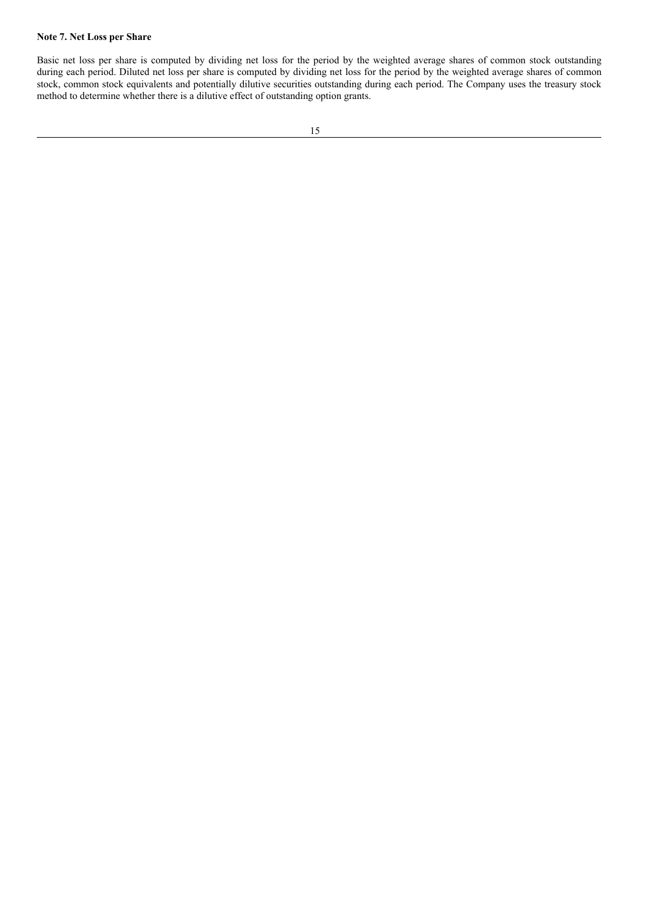**Note 7. Net Loss per Share**

Basic net loss per share is computed by dividing net loss for the period by the weighted average shares of common stock outstanding during each period. Diluted net loss per share is computed by dividing net loss for the period by the weighted average shares of common stock, common stock equivalents and potentially dilutive securities outstanding during each period. The Company uses the treasury stock method to determine whether there is a dilutive effect of outstanding option grants.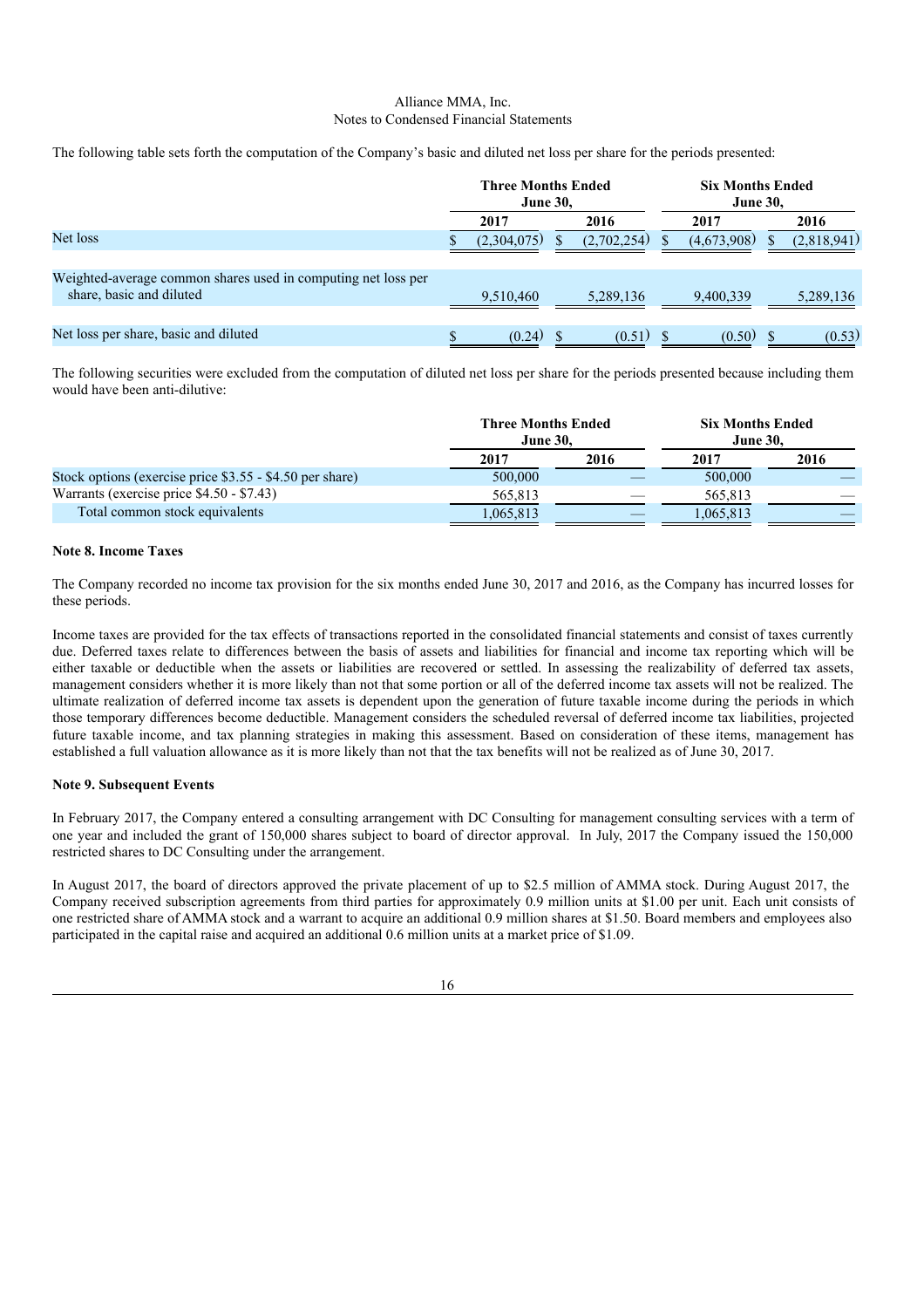The following table sets forth the computation of the Company's basic and diluted net loss per share for the periods presented:

| | Three Months Ended June 30, | | Six Months Ended June 30, | |
|---|---|---|---|---|
| | 2017 | 2016 | 2017 | 2016 |
| Net loss | $ (2,304,075) | $ (2,702,254) | $ (4,673,908) | $ (2,818,941) |
| Weighted-average common shares used in computing net loss per share, basic and diluted | 9,510,460 | 5,289,136 | 9,400,339 | 5,289,136 |
| Net loss per share, basic and diluted | $ (0.24) | $ (0.51) | $ (0.50) | $ (0.53) |

The following securities were excluded from the computation of diluted net loss per share for the periods presented because including them would have been anti-dilutive:

| | Three Months Ended June 30, | | Six Months Ended June 30, | |
|---|---|---|---|---|
| | 2017 | 2016 | 2017 | 2016 |
| Stock options (exercise price $3.55 - $4.50 per share) | 500,000 | — | 500,000 | — |
| Warrants (exercise price $4.50 - $7.43) | 565,813 | — | 565,813 | — |
| Total common stock equivalents | 1,065,813 | — | 1,065,813 | — |

**Note 8. Income Taxes**

The Company recorded no income tax provision for the six months ended June 30, 2017 and 2016, as the Company has incurred losses for these periods.

Income taxes are provided for the tax effects of transactions reported in the consolidated financial statements and consist of taxes currently due. Deferred taxes relate to differences between the basis of assets and liabilities for financial and income tax reporting which will be either taxable or deductible when the assets or liabilities are recovered or settled. In assessing the realizability of deferred tax assets, management considers whether it is more likely than not that some portion or all of the deferred income tax assets will not be realized. The ultimate realization of deferred income tax assets is dependent upon the generation of future taxable income during the periods in which those temporary differences become deductible. Management considers the scheduled reversal of deferred income tax liabilities, projected future taxable income, and tax planning strategies in making this assessment. Based on consideration of these items, management has established a full valuation allowance as it is more likely than not that the tax benefits will not be realized as of June 30, 2017.

**Note 9. Subsequent Events**

In February 2017, the Company entered a consulting arrangement with DC Consulting for management consulting services with a term of one year and included the grant of 150,000 shares subject to board of director approval. In July, 2017 the Company issued the 150,000 restricted shares to DC Consulting under the arrangement.

In August 2017, the board of directors approved the private placement of up to $2.5 million of AMMA stock. During August 2017, the Company received subscription agreements from third parties for approximately 0.9 million units at $1.00 per unit. Each unit consists of one restricted share of AMMA stock and a warrant to acquire an additional 0.9 million shares at $1.50. Board members and employees also participated in the capital raise and acquired an additional 0.6 million units at a market price of $1.09.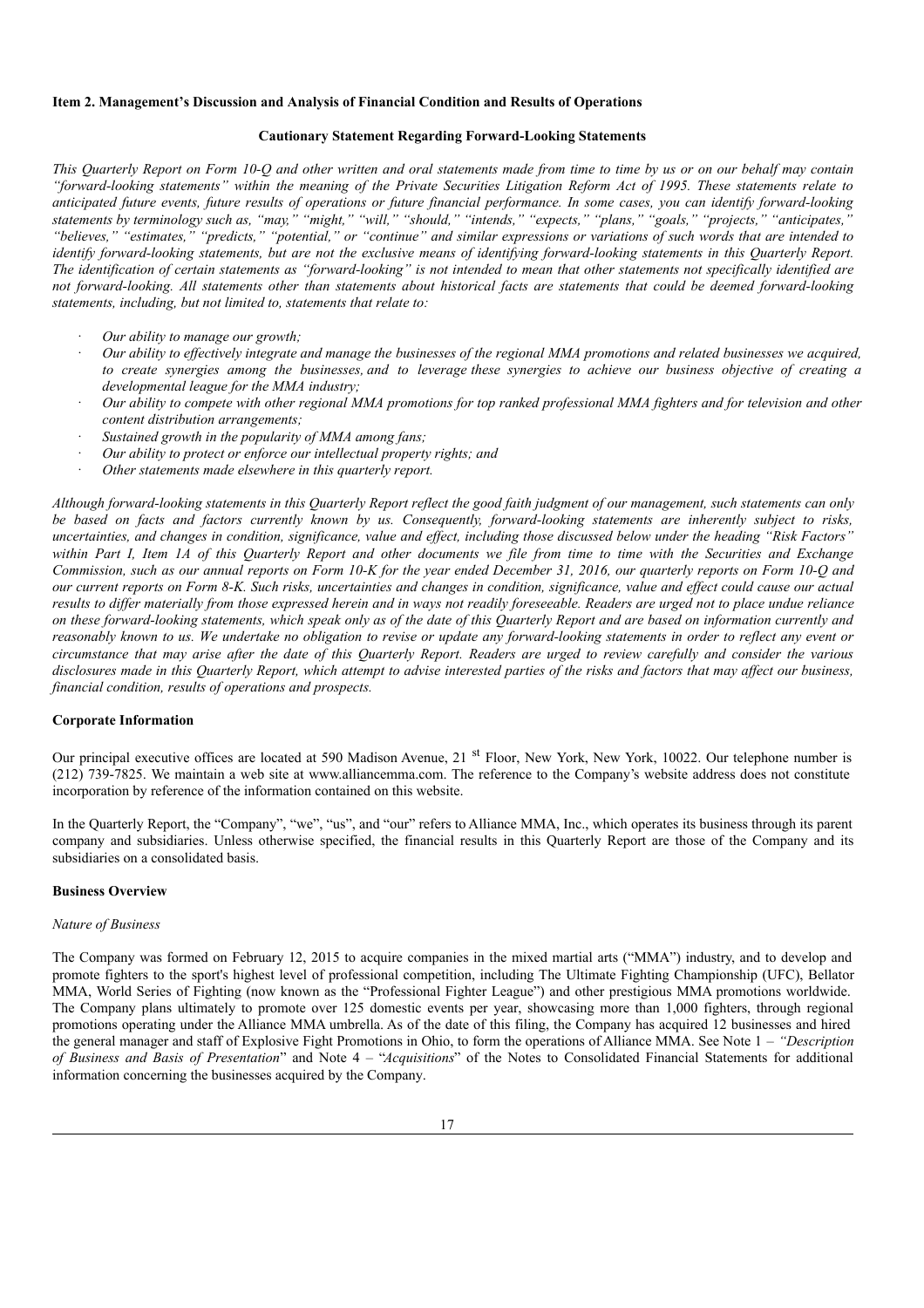### Item 2. Management's Discussion and Analysis of Financial Condition and Results of Operations

#### Cautionary Statement Regarding Forward-Looking Statements

*This Quarterly Report on Form 10-Q and other written and oral statements made from time to time by us or on our behalf may contain "forward-looking statements" within the meaning of the Private Securities Litigation Reform Act of 1995. These statements relate to anticipated future events, future results of operations or future financial performance. In some cases, you can identify forward-looking statements by terminology such as, "may," "might," "will," "should," "intends," "expects," "plans," "goals," "projects," "anticipates," "believes," "estimates," "predicts," "potential," or "continue" and similar expressions or variations of such words that are intended to identify forward-looking statements, but are not the exclusive means of identifying forward-looking statements in this Quarterly Report. The identification of certain statements as "forward-looking" is not intended to mean that other statements not specifically identified are not forward-looking. All statements other than statements about historical facts are statements that could be deemed forward-looking statements, including, but not limited to, statements that relate to:*

- *Our ability to manage our growth;*
- *Our ability to effectively integrate and manage the businesses of the regional MMA promotions and related businesses we acquired, to create synergies among the businesses, and to leverage these synergies to achieve our business objective of creating a developmental league for the MMA industry;*
- *Our ability to compete with other regional MMA promotions for top ranked professional MMA fighters and for television and other content distribution arrangements;*
- *Sustained growth in the popularity of MMA among fans;*
- *Our ability to protect or enforce our intellectual property rights; and*
- *Other statements made elsewhere in this quarterly report.*

*Although forward-looking statements in this Quarterly Report reflect the good faith judgment of our management, such statements can only be based on facts and factors currently known by us. Consequently, forward-looking statements are inherently subject to risks, uncertainties, and changes in condition, significance, value and effect, including those discussed below under the heading "Risk Factors" within Part I, Item 1A of this Quarterly Report and other documents we file from time to time with the Securities and Exchange Commission, such as our annual reports on Form 10-K for the year ended December 31, 2016, our quarterly reports on Form 10-Q and our current reports on Form 8-K. Such risks, uncertainties and changes in condition, significance, value and effect could cause our actual results to differ materially from those expressed herein and in ways not readily foreseeable. Readers are urged not to place undue reliance on these forward-looking statements, which speak only as of the date of this Quarterly Report and are based on information currently and reasonably known to us. We undertake no obligation to revise or update any forward-looking statements in order to reflect any event or circumstance that may arise after the date of this Quarterly Report. Readers are urged to review carefully and consider the various disclosures made in this Quarterly Report, which attempt to advise interested parties of the risks and factors that may affect our business, financial condition, results of operations and prospects.*

### Corporate Information

Our principal executive offices are located at 590 Madison Avenue, 21st Floor, New York, New York, 10022. Our telephone number is (212) 739-7825. We maintain a web site at www.alliancemma.com. The reference to the Company's website address does not constitute incorporation by reference of the information contained on this website.

In the Quarterly Report, the "Company", "we", "us", and "our" refers to Alliance MMA, Inc., which operates its business through its parent company and subsidiaries. Unless otherwise specified, the financial results in this Quarterly Report are those of the Company and its subsidiaries on a consolidated basis.

### Business Overview

*Nature of Business*

The Company was formed on February 12, 2015 to acquire companies in the mixed martial arts ("MMA") industry, and to develop and promote fighters to the sport's highest level of professional competition, including The Ultimate Fighting Championship (UFC), Bellator MMA, World Series of Fighting (now known as the "Professional Fighter League") and other prestigious MMA promotions worldwide. The Company plans ultimately to promote over 125 domestic events per year, showcasing more than 1,000 fighters, through regional promotions operating under the Alliance MMA umbrella. As of the date of this filing, the Company has acquired 12 businesses and hired the general manager and staff of Explosive Fight Promotions in Ohio, to form the operations of Alliance MMA. See Note 1 – *"Description of Business and Basis of Presentation"* and Note 4 – "*Acquisitions*" of the Notes to Consolidated Financial Statements for additional information concerning the businesses acquired by the Company.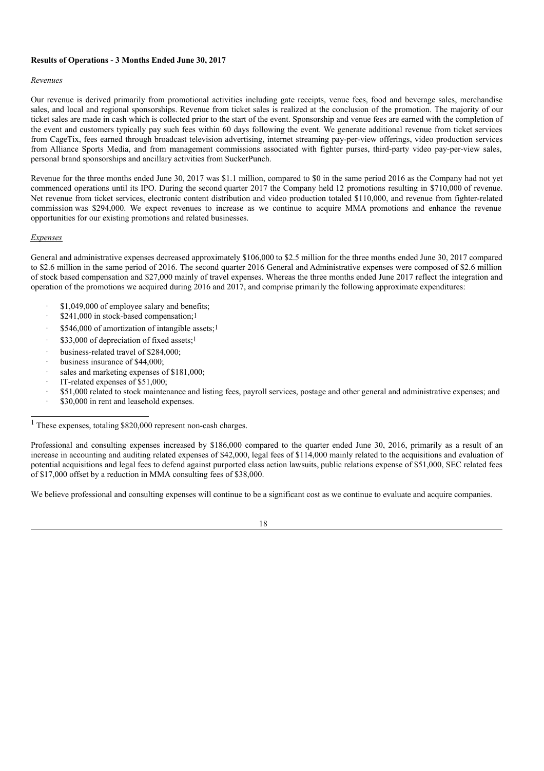**Results of Operations - 3 Months Ended June 30, 2017**

*Revenues*

Our revenue is derived primarily from promotional activities including gate receipts, venue fees, food and beverage sales, merchandise sales, and local and regional sponsorships. Revenue from ticket sales is realized at the conclusion of the promotion. The majority of our ticket sales are made in cash which is collected prior to the start of the event. Sponsorship and venue fees are earned with the completion of the event and customers typically pay such fees within 60 days following the event. We generate additional revenue from ticket services from CageTix, fees earned through broadcast television advertising, internet streaming pay-per-view offerings, video production services from Alliance Sports Media, and from management commissions associated with fighter purses, third-party video pay-per-view sales, personal brand sponsorships and ancillary activities from SuckerPunch.

Revenue for the three months ended June 30, 2017 was $1.1 million, compared to $0 in the same period 2016 as the Company had not yet commenced operations until its IPO. During the second quarter 2017 the Company held 12 promotions resulting in $710,000 of revenue. Net revenue from ticket services, electronic content distribution and video production totaled $110,000, and revenue from fighter-related commission was $294,000. We expect revenues to increase as we continue to acquire MMA promotions and enhance the revenue opportunities for our existing promotions and related businesses.

*Expenses*

General and administrative expenses decreased approximately $106,000 to $2.5 million for the three months ended June 30, 2017 compared to $2.6 million in the same period of 2016. The second quarter 2016 General and Administrative expenses were composed of $2.6 million of stock based compensation and $27,000 mainly of travel expenses. Whereas the three months ended June 2017 reflect the integration and operation of the promotions we acquired during 2016 and 2017, and comprise primarily the following approximate expenditures:

- $1,049,000 of employee salary and benefits;
- $241,000 in stock-based compensation;[1]
- $546,000 of amortization of intangible assets;[1]
- $33,000 of depreciation of fixed assets;[1]
- business-related travel of $284,000;
- business insurance of $44,000;
- sales and marketing expenses of $181,000;
- IT-related expenses of $51,000;
- $51,000 related to stock maintenance and listing fees, payroll services, postage and other general and administrative expenses; and
- $30,000 in rent and leasehold expenses.

[1] These expenses, totaling $820,000 represent non-cash charges.

Professional and consulting expenses increased by $186,000 compared to the quarter ended June 30, 2016, primarily as a result of an increase in accounting and auditing related expenses of $42,000, legal fees of $114,000 mainly related to the acquisitions and evaluation of potential acquisitions and legal fees to defend against purported class action lawsuits, public relations expense of $51,000, SEC related fees of $17,000 offset by a reduction in MMA consulting fees of $38,000.

We believe professional and consulting expenses will continue to be a significant cost as we continue to evaluate and acquire companies.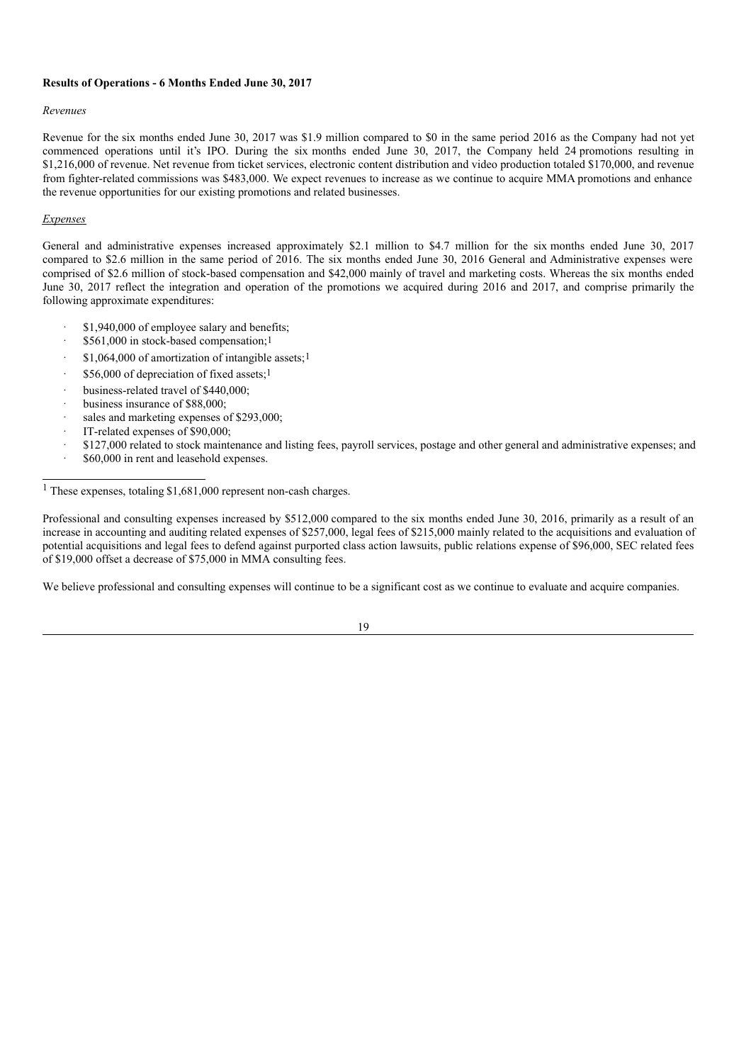**Results of Operations - 6 Months Ended June 30, 2017**

*Revenues*

Revenue for the six months ended June 30, 2017 was $1.9 million compared to $0 in the same period 2016 as the Company had not yet commenced operations until it's IPO. During the six months ended June 30, 2017, the Company held 24 promotions resulting in $1,216,000 of revenue. Net revenue from ticket services, electronic content distribution and video production totaled $170,000, and revenue from fighter-related commissions was $483,000. We expect revenues to increase as we continue to acquire MMA promotions and enhance the revenue opportunities for our existing promotions and related businesses.

*Expenses*

General and administrative expenses increased approximately $2.1 million to $4.7 million for the six months ended June 30, 2017 compared to $2.6 million in the same period of 2016. The six months ended June 30, 2016 General and Administrative expenses were comprised of $2.6 million of stock-based compensation and $42,000 mainly of travel and marketing costs. Whereas the six months ended June 30, 2017 reflect the integration and operation of the promotions we acquired during 2016 and 2017, and comprise primarily the following approximate expenditures:

- $1,940,000 of employee salary and benefits;
- $561,000 in stock-based compensation;[1]
- $1,064,000 of amortization of intangible assets;[1]
- $56,000 of depreciation of fixed assets;[1]
- business-related travel of $440,000;
- business insurance of $88,000;
- sales and marketing expenses of $293,000;
- IT-related expenses of $90,000;
- $127,000 related to stock maintenance and listing fees, payroll services, postage and other general and administrative expenses; and
- $60,000 in rent and leasehold expenses.

[1] These expenses, totaling $1,681,000 represent non-cash charges.

Professional and consulting expenses increased by $512,000 compared to the six months ended June 30, 2016, primarily as a result of an increase in accounting and auditing related expenses of $257,000, legal fees of $215,000 mainly related to the acquisitions and evaluation of potential acquisitions and legal fees to defend against purported class action lawsuits, public relations expense of $96,000, SEC related fees of $19,000 offset a decrease of $75,000 in MMA consulting fees.

We believe professional and consulting expenses will continue to be a significant cost as we continue to evaluate and acquire companies.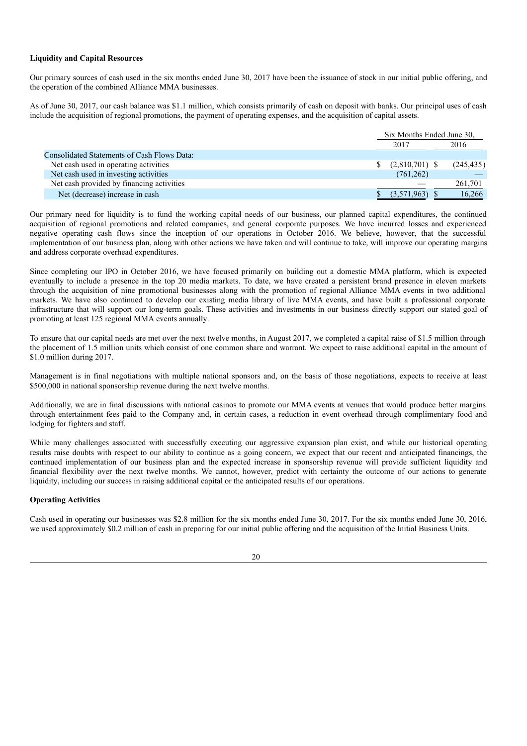**Liquidity and Capital Resources**

Our primary sources of cash used in the six months ended June 30, 2017 have been the issuance of stock in our initial public offering, and the operation of the combined Alliance MMA businesses.

As of June 30, 2017, our cash balance was $1.1 million, which consists primarily of cash on deposit with banks. Our principal uses of cash include the acquisition of regional promotions, the payment of operating expenses, and the acquisition of capital assets.

| | Six Months Ended June 30, | |
|---|---|---|
| | 2017 | 2016 |
| Consolidated Statements of Cash Flows Data: | | |
| Net cash used in operating activities | $ (2,810,701) | $ (245,435) |
| Net cash used in investing activities | (761,262) | — |
| Net cash provided by financing activities | — | 261,701 |
| Net (decrease) increase in cash | $ (3,571,963) | $ 16,266 |

Our primary need for liquidity is to fund the working capital needs of our business, our planned capital expenditures, the continued acquisition of regional promotions and related companies, and general corporate purposes. We have incurred losses and experienced negative operating cash flows since the inception of our operations in October 2016. We believe, however, that the successful implementation of our business plan, along with other actions we have taken and will continue to take, will improve our operating margins and address corporate overhead expenditures.

Since completing our IPO in October 2016, we have focused primarily on building out a domestic MMA platform, which is expected eventually to include a presence in the top 20 media markets. To date, we have created a persistent brand presence in eleven markets through the acquisition of nine promotional businesses along with the promotion of regional Alliance MMA events in two additional markets. We have also continued to develop our existing media library of live MMA events, and have built a professional corporate infrastructure that will support our long-term goals. These activities and investments in our business directly support our stated goal of promoting at least 125 regional MMA events annually.

To ensure that our capital needs are met over the next twelve months, in August 2017, we completed a capital raise of $1.5 million through the placement of 1.5 million units which consist of one common share and warrant. We expect to raise additional capital in the amount of $1.0 million during 2017.

Management is in final negotiations with multiple national sponsors and, on the basis of those negotiations, expects to receive at least $500,000 in national sponsorship revenue during the next twelve months.

Additionally, we are in final discussions with national casinos to promote our MMA events at venues that would produce better margins through entertainment fees paid to the Company and, in certain cases, a reduction in event overhead through complimentary food and lodging for fighters and staff.

While many challenges associated with successfully executing our aggressive expansion plan exist, and while our historical operating results raise doubts with respect to our ability to continue as a going concern, we expect that our recent and anticipated financings, the continued implementation of our business plan and the expected increase in sponsorship revenue will provide sufficient liquidity and financial flexibility over the next twelve months. We cannot, however, predict with certainty the outcome of our actions to generate liquidity, including our success in raising additional capital or the anticipated results of our operations.

**Operating Activities**

Cash used in operating our businesses was $2.8 million for the six months ended June 30, 2017. For the six months ended June 30, 2016, we used approximately $0.2 million of cash in preparing for our initial public offering and the acquisition of the Initial Business Units.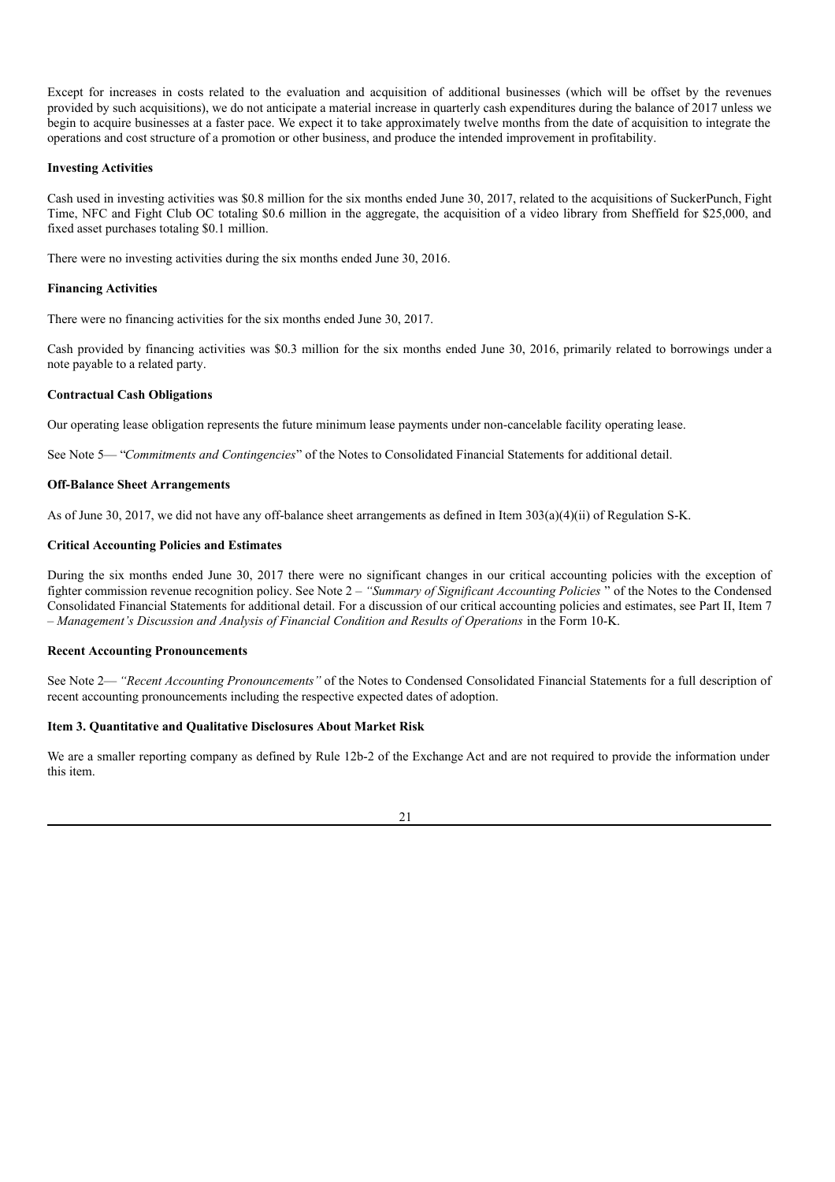Except for increases in costs related to the evaluation and acquisition of additional businesses (which will be offset by the revenues provided by such acquisitions), we do not anticipate a material increase in quarterly cash expenditures during the balance of 2017 unless we begin to acquire businesses at a faster pace. We expect it to take approximately twelve months from the date of acquisition to integrate the operations and cost structure of a promotion or other business, and produce the intended improvement in profitability.

**Investing Activities**

Cash used in investing activities was $0.8 million for the six months ended June 30, 2017, related to the acquisitions of SuckerPunch, Fight Time, NFC and Fight Club OC totaling $0.6 million in the aggregate, the acquisition of a video library from Sheffield for $25,000, and fixed asset purchases totaling $0.1 million.

There were no investing activities during the six months ended June 30, 2016.

**Financing Activities**

There were no financing activities for the six months ended June 30, 2017.

Cash provided by financing activities was $0.3 million for the six months ended June 30, 2016, primarily related to borrowings under a note payable to a related party.

**Contractual Cash Obligations**

Our operating lease obligation represents the future minimum lease payments under non-cancelable facility operating lease.

See Note 5— "*Commitments and Contingencies*" of the Notes to Consolidated Financial Statements for additional detail.

**Off-Balance Sheet Arrangements**

As of June 30, 2017, we did not have any off-balance sheet arrangements as defined in Item 303(a)(4)(ii) of Regulation S-K.

**Critical Accounting Policies and Estimates**

During the six months ended June 30, 2017 there were no significant changes in our critical accounting policies with the exception of fighter commission revenue recognition policy. See Note 2 – *"Summary of Significant Accounting Policies"* of the Notes to the Condensed Consolidated Financial Statements for additional detail. For a discussion of our critical accounting policies and estimates, see Part II, Item 7 – *Management's Discussion and Analysis of Financial Condition and Results of Operations* in the Form 10-K.

**Recent Accounting Pronouncements**

See Note 2— *"Recent Accounting Pronouncements"* of the Notes to Condensed Consolidated Financial Statements for a full description of recent accounting pronouncements including the respective expected dates of adoption.

**Item 3. Quantitative and Qualitative Disclosures About Market Risk**

We are a smaller reporting company as defined by Rule 12b-2 of the Exchange Act and are not required to provide the information under this item.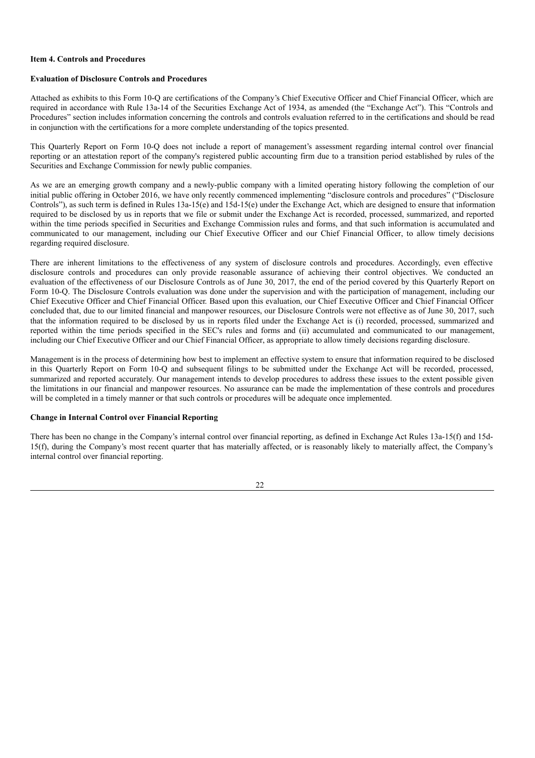**Item 4. Controls and Procedures**

**Evaluation of Disclosure Controls and Procedures**

Attached as exhibits to this Form 10-Q are certifications of the Company's Chief Executive Officer and Chief Financial Officer, which are required in accordance with Rule 13a-14 of the Securities Exchange Act of 1934, as amended (the "Exchange Act"). This "Controls and Procedures" section includes information concerning the controls and controls evaluation referred to in the certifications and should be read in conjunction with the certifications for a more complete understanding of the topics presented.

This Quarterly Report on Form 10-Q does not include a report of management's assessment regarding internal control over financial reporting or an attestation report of the company's registered public accounting firm due to a transition period established by rules of the Securities and Exchange Commission for newly public companies.

As we are an emerging growth company and a newly-public company with a limited operating history following the completion of our initial public offering in October 2016, we have only recently commenced implementing "disclosure controls and procedures" ("Disclosure Controls"), as such term is defined in Rules 13a-15(e) and 15d-15(e) under the Exchange Act, which are designed to ensure that information required to be disclosed by us in reports that we file or submit under the Exchange Act is recorded, processed, summarized, and reported within the time periods specified in Securities and Exchange Commission rules and forms, and that such information is accumulated and communicated to our management, including our Chief Executive Officer and our Chief Financial Officer, to allow timely decisions regarding required disclosure.

There are inherent limitations to the effectiveness of any system of disclosure controls and procedures. Accordingly, even effective disclosure controls and procedures can only provide reasonable assurance of achieving their control objectives. We conducted an evaluation of the effectiveness of our Disclosure Controls as of June 30, 2017, the end of the period covered by this Quarterly Report on Form 10-Q. The Disclosure Controls evaluation was done under the supervision and with the participation of management, including our Chief Executive Officer and Chief Financial Officer. Based upon this evaluation, our Chief Executive Officer and Chief Financial Officer concluded that, due to our limited financial and manpower resources, our Disclosure Controls were not effective as of June 30, 2017, such that the information required to be disclosed by us in reports filed under the Exchange Act is (i) recorded, processed, summarized and reported within the time periods specified in the SEC's rules and forms and (ii) accumulated and communicated to our management, including our Chief Executive Officer and our Chief Financial Officer, as appropriate to allow timely decisions regarding disclosure.

Management is in the process of determining how best to implement an effective system to ensure that information required to be disclosed in this Quarterly Report on Form 10-Q and subsequent filings to be submitted under the Exchange Act will be recorded, processed, summarized and reported accurately. Our management intends to develop procedures to address these issues to the extent possible given the limitations in our financial and manpower resources. No assurance can be made the implementation of these controls and procedures will be completed in a timely manner or that such controls or procedures will be adequate once implemented.

**Change in Internal Control over Financial Reporting**

There has been no change in the Company's internal control over financial reporting, as defined in Exchange Act Rules 13a-15(f) and 15d-15(f), during the Company's most recent quarter that has materially affected, or is reasonably likely to materially affect, the Company's internal control over financial reporting.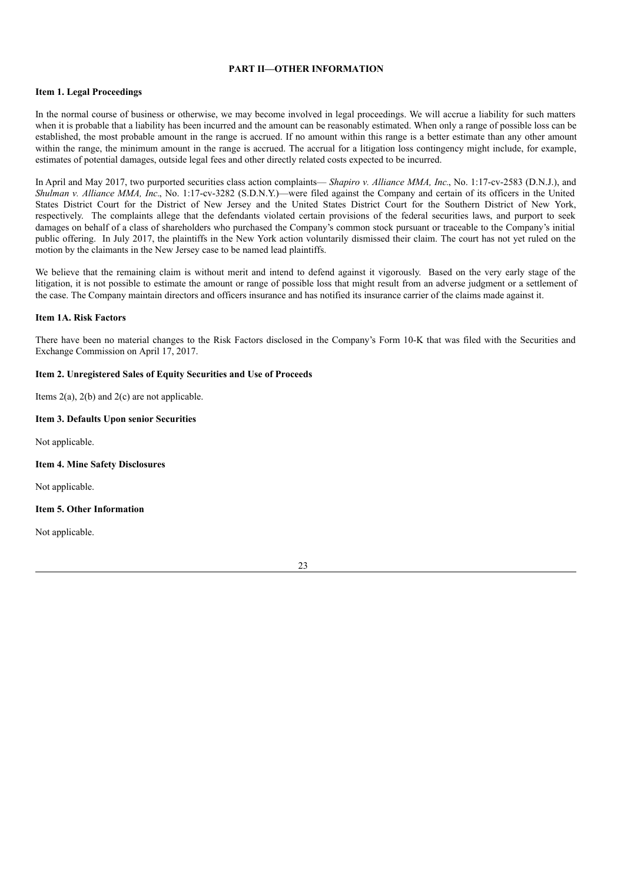## PART II—OTHER INFORMATION

### Item 1. Legal Proceedings

In the normal course of business or otherwise, we may become involved in legal proceedings. We will accrue a liability for such matters when it is probable that a liability has been incurred and the amount can be reasonably estimated. When only a range of possible loss can be established, the most probable amount in the range is accrued. If no amount within this range is a better estimate than any other amount within the range, the minimum amount in the range is accrued. The accrual for a litigation loss contingency might include, for example, estimates of potential damages, outside legal fees and other directly related costs expected to be incurred.

In April and May 2017, two purported securities class action complaints— *Shapiro v. Alliance MMA, Inc*., No. 1:17-cv-2583 (D.N.J.), and *Shulman v. Alliance MMA, Inc*., No. 1:17-cv-3282 (S.D.N.Y.)—were filed against the Company and certain of its officers in the United States District Court for the District of New Jersey and the United States District Court for the Southern District of New York, respectively. The complaints allege that the defendants violated certain provisions of the federal securities laws, and purport to seek damages on behalf of a class of shareholders who purchased the Company's common stock pursuant or traceable to the Company's initial public offering. In July 2017, the plaintiffs in the New York action voluntarily dismissed their claim. The court has not yet ruled on the motion by the claimants in the New Jersey case to be named lead plaintiffs.

We believe that the remaining claim is without merit and intend to defend against it vigorously. Based on the very early stage of the litigation, it is not possible to estimate the amount or range of possible loss that might result from an adverse judgment or a settlement of the case. The Company maintain directors and officers insurance and has notified its insurance carrier of the claims made against it.

### Item 1A. Risk Factors

There have been no material changes to the Risk Factors disclosed in the Company's Form 10-K that was filed with the Securities and Exchange Commission on April 17, 2017.

### Item 2. Unregistered Sales of Equity Securities and Use of Proceeds

Items 2(a), 2(b) and 2(c) are not applicable.

### Item 3. Defaults Upon senior Securities

Not applicable.

### Item 4. Mine Safety Disclosures

Not applicable.

### Item 5. Other Information

Not applicable.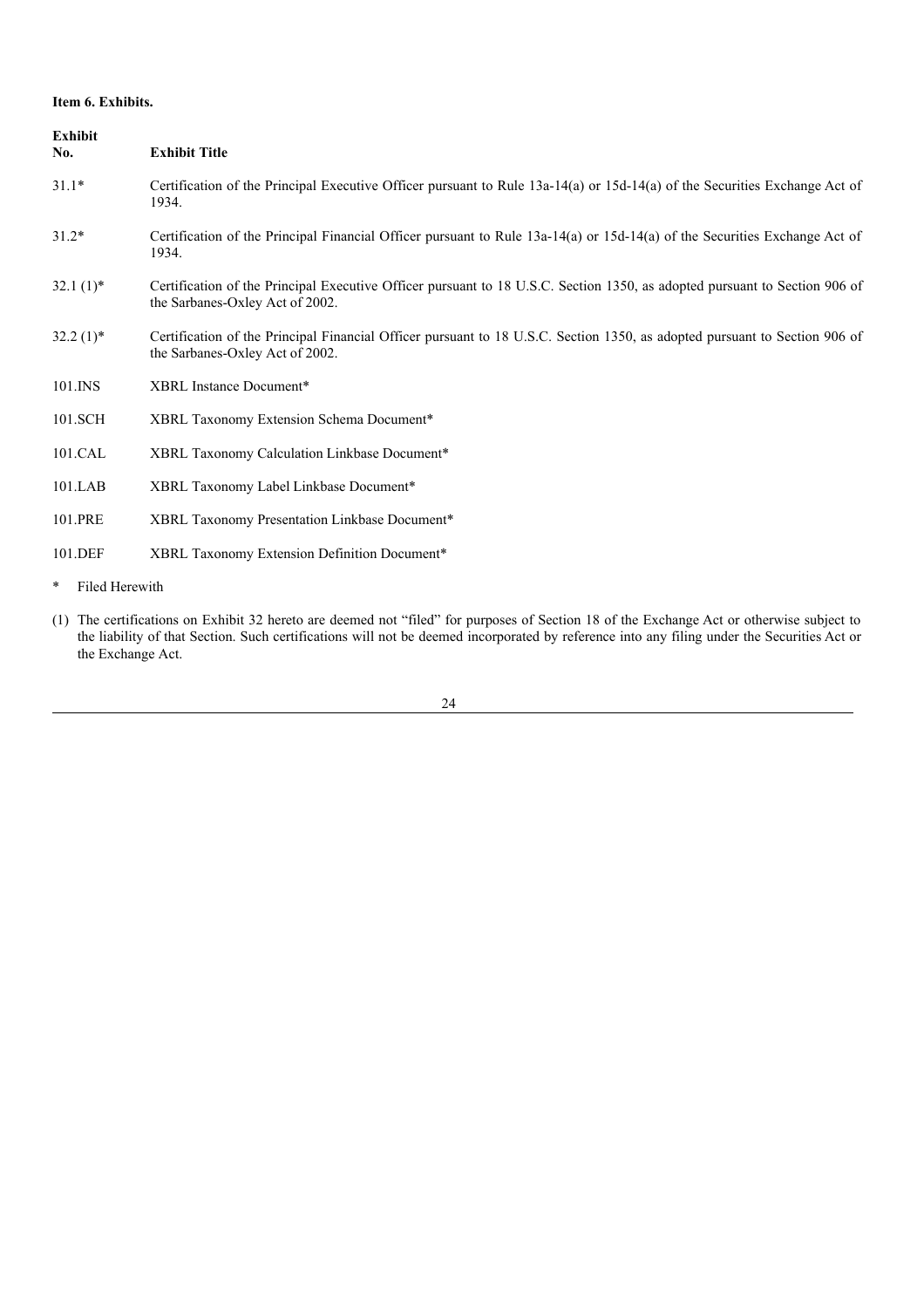**Item 6. Exhibits.**

| Exhibit No. | Exhibit Title |
| --- | --- |
| 31.1* | Certification of the Principal Executive Officer pursuant to Rule 13a-14(a) or 15d-14(a) of the Securities Exchange Act of 1934. |
| 31.2* | Certification of the Principal Financial Officer pursuant to Rule 13a-14(a) or 15d-14(a) of the Securities Exchange Act of 1934. |
| 32.1 (1)* | Certification of the Principal Executive Officer pursuant to 18 U.S.C. Section 1350, as adopted pursuant to Section 906 of the Sarbanes-Oxley Act of 2002. |
| 32.2 (1)* | Certification of the Principal Financial Officer pursuant to 18 U.S.C. Section 1350, as adopted pursuant to Section 906 of the Sarbanes-Oxley Act of 2002. |
| 101.INS | XBRL Instance Document* |
| 101.SCH | XBRL Taxonomy Extension Schema Document* |
| 101.CAL | XBRL Taxonomy Calculation Linkbase Document* |
| 101.LAB | XBRL Taxonomy Label Linkbase Document* |
| 101.PRE | XBRL Taxonomy Presentation Linkbase Document* |
| 101.DEF | XBRL Taxonomy Extension Definition Document* |

\* Filed Herewith

(1) The certifications on Exhibit 32 hereto are deemed not "filed" for purposes of Section 18 of the Exchange Act or otherwise subject to the liability of that Section. Such certifications will not be deemed incorporated by reference into any filing under the Securities Act or the Exchange Act.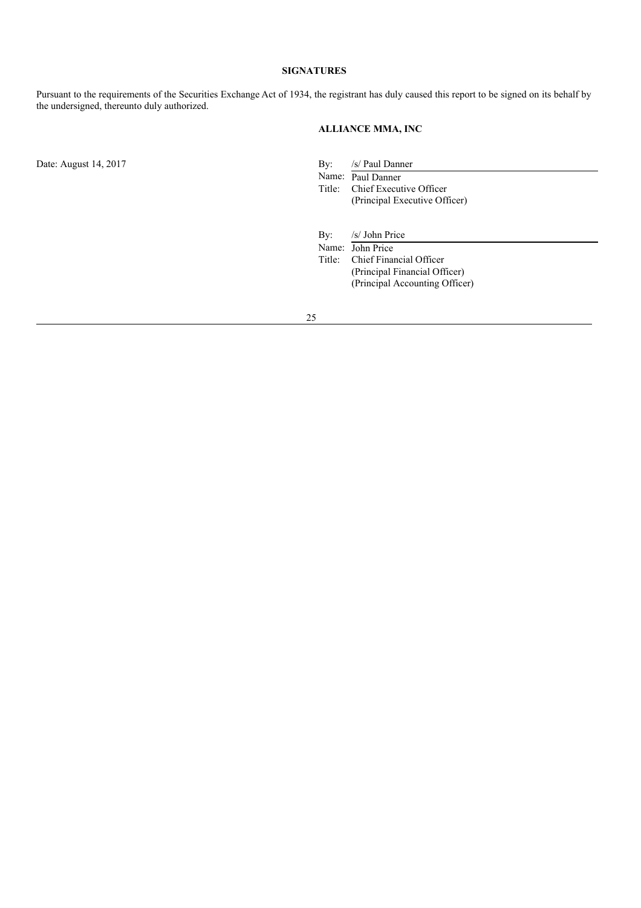## SIGNATURES

Pursuant to the requirements of the Securities Exchange Act of 1934, the registrant has duly caused this report to be signed on its behalf by the undersigned, thereunto duly authorized.

**ALLIANCE MMA, INC**

Date: August 14, 2017

By: /s/ Paul Danner
Name: Paul Danner
Title: Chief Executive Officer
(Principal Executive Officer)

By: /s/ John Price
Name: John Price
Title: Chief Financial Officer
(Principal Financial Officer)
(Principal Accounting Officer)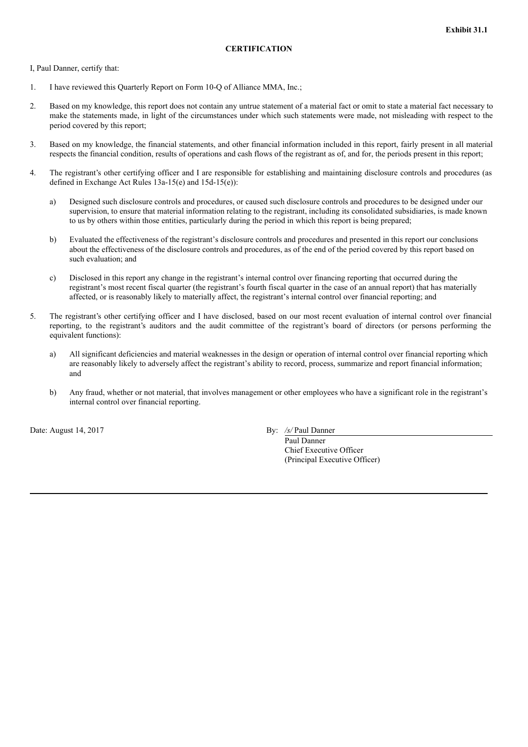**Exhibit 31.1**

**CERTIFICATION**

I, Paul Danner, certify that:

1. I have reviewed this Quarterly Report on Form 10-Q of Alliance MMA, Inc.;

2. Based on my knowledge, this report does not contain any untrue statement of a material fact or omit to state a material fact necessary to make the statements made, in light of the circumstances under which such statements were made, not misleading with respect to the period covered by this report;

3. Based on my knowledge, the financial statements, and other financial information included in this report, fairly present in all material respects the financial condition, results of operations and cash flows of the registrant as of, and for, the periods present in this report;

4. The registrant's other certifying officer and I are responsible for establishing and maintaining disclosure controls and procedures (as defined in Exchange Act Rules 13a-15(e) and 15d-15(e)):

   a) Designed such disclosure controls and procedures, or caused such disclosure controls and procedures to be designed under our supervision, to ensure that material information relating to the registrant, including its consolidated subsidiaries, is made known to us by others within those entities, particularly during the period in which this report is being prepared;

   b) Evaluated the effectiveness of the registrant's disclosure controls and procedures and presented in this report our conclusions about the effectiveness of the disclosure controls and procedures, as of the end of the period covered by this report based on such evaluation; and

   c) Disclosed in this report any change in the registrant's internal control over financing reporting that occurred during the registrant's most recent fiscal quarter (the registrant's fourth fiscal quarter in the case of an annual report) that has materially affected, or is reasonably likely to materially affect, the registrant's internal control over financial reporting; and

5. The registrant's other certifying officer and I have disclosed, based on our most recent evaluation of internal control over financial reporting, to the registrant's auditors and the audit committee of the registrant's board of directors (or persons performing the equivalent functions):

   a) All significant deficiencies and material weaknesses in the design or operation of internal control over financial reporting which are reasonably likely to adversely affect the registrant's ability to record, process, summarize and report financial information; and

   b) Any fraud, whether or not material, that involves management or other employees who have a significant role in the registrant's internal control over financial reporting.

Date: August 14, 2017

By: */s/* Paul Danner
Paul Danner
Chief Executive Officer
(Principal Executive Officer)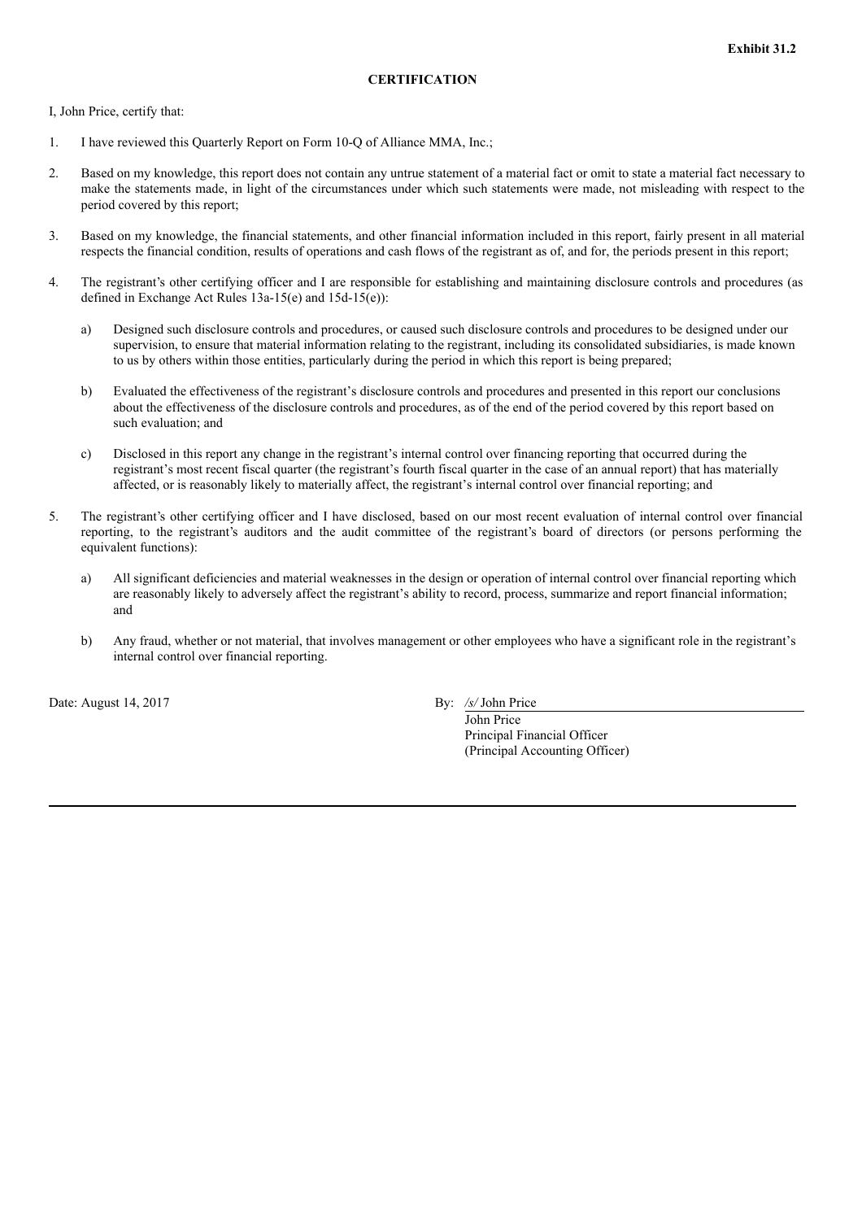**Exhibit 31.2**

**CERTIFICATION**

I, John Price, certify that:

1. I have reviewed this Quarterly Report on Form 10-Q of Alliance MMA, Inc.;

2. Based on my knowledge, this report does not contain any untrue statement of a material fact or omit to state a material fact necessary to make the statements made, in light of the circumstances under which such statements were made, not misleading with respect to the period covered by this report;

3. Based on my knowledge, the financial statements, and other financial information included in this report, fairly present in all material respects the financial condition, results of operations and cash flows of the registrant as of, and for, the periods present in this report;

4. The registrant's other certifying officer and I are responsible for establishing and maintaining disclosure controls and procedures (as defined in Exchange Act Rules 13a-15(e) and 15d-15(e)):

   a) Designed such disclosure controls and procedures, or caused such disclosure controls and procedures to be designed under our supervision, to ensure that material information relating to the registrant, including its consolidated subsidiaries, is made known to us by others within those entities, particularly during the period in which this report is being prepared;

   b) Evaluated the effectiveness of the registrant's disclosure controls and procedures and presented in this report our conclusions about the effectiveness of the disclosure controls and procedures, as of the end of the period covered by this report based on such evaluation; and

   c) Disclosed in this report any change in the registrant's internal control over financing reporting that occurred during the registrant's most recent fiscal quarter (the registrant's fourth fiscal quarter in the case of an annual report) that has materially affected, or is reasonably likely to materially affect, the registrant's internal control over financial reporting; and

5. The registrant's other certifying officer and I have disclosed, based on our most recent evaluation of internal control over financial reporting, to the registrant's auditors and the audit committee of the registrant's board of directors (or persons performing the equivalent functions):

   a) All significant deficiencies and material weaknesses in the design or operation of internal control over financial reporting which are reasonably likely to adversely affect the registrant's ability to record, process, summarize and report financial information; and

   b) Any fraud, whether or not material, that involves management or other employees who have a significant role in the registrant's internal control over financial reporting.

Date: August 14, 2017

By: */s/* John Price
John Price
Principal Financial Officer
(Principal Accounting Officer)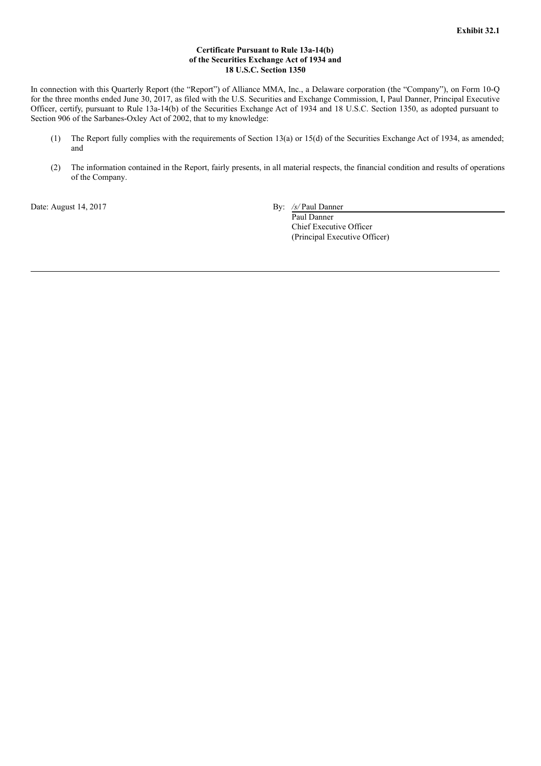**Exhibit 32.1**

**Certificate Pursuant to Rule 13a-14(b)
of the Securities Exchange Act of 1934 and
18 U.S.C. Section 1350**

In connection with this Quarterly Report (the "Report") of Alliance MMA, Inc., a Delaware corporation (the "Company"), on Form 10-Q for the three months ended June 30, 2017, as filed with the U.S. Securities and Exchange Commission, I, Paul Danner, Principal Executive Officer, certify, pursuant to Rule 13a-14(b) of the Securities Exchange Act of 1934 and 18 U.S.C. Section 1350, as adopted pursuant to Section 906 of the Sarbanes-Oxley Act of 2002, that to my knowledge:

(1) The Report fully complies with the requirements of Section 13(a) or 15(d) of the Securities Exchange Act of 1934, as amended; and

(2) The information contained in the Report, fairly presents, in all material respects, the financial condition and results of operations of the Company.

Date: August 14, 2017

By: */s/* Paul Danner
Paul Danner
Chief Executive Officer
(Principal Executive Officer)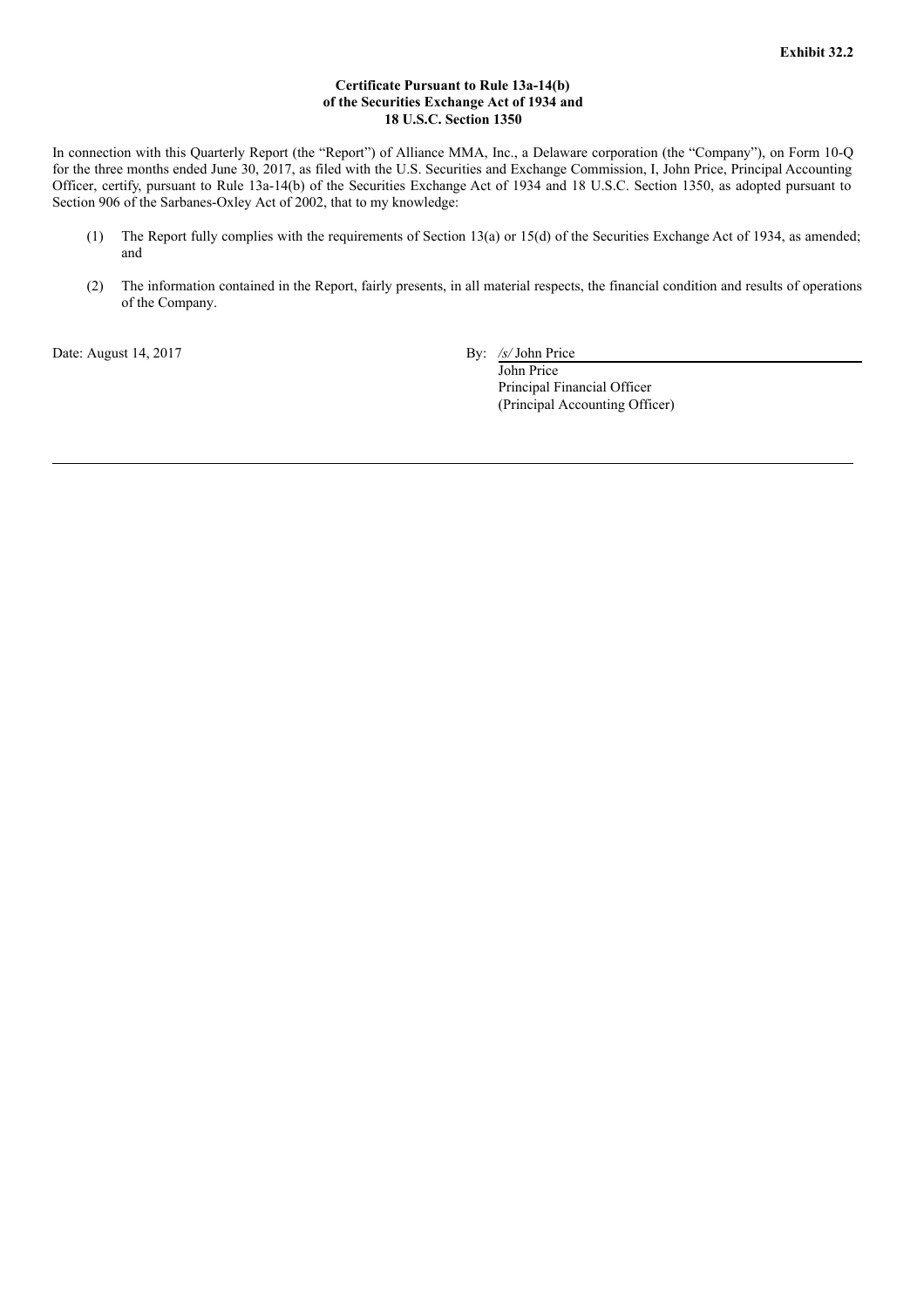**Exhibit 32.2**

**Certificate Pursuant to Rule 13a-14(b)
of the Securities Exchange Act of 1934 and
18 U.S.C. Section 1350**

In connection with this Quarterly Report (the "Report") of Alliance MMA, Inc., a Delaware corporation (the "Company"), on Form 10-Q for the three months ended June 30, 2017, as filed with the U.S. Securities and Exchange Commission, I, John Price, Principal Accounting Officer, certify, pursuant to Rule 13a-14(b) of the Securities Exchange Act of 1934 and 18 U.S.C. Section 1350, as adopted pursuant to Section 906 of the Sarbanes-Oxley Act of 2002, that to my knowledge:

(1) The Report fully complies with the requirements of Section 13(a) or 15(d) of the Securities Exchange Act of 1934, as amended; and

(2) The information contained in the Report, fairly presents, in all material respects, the financial condition and results of operations of the Company.

Date: August 14, 2017

By: */s/* John Price
John Price
Principal Financial Officer
(Principal Accounting Officer)